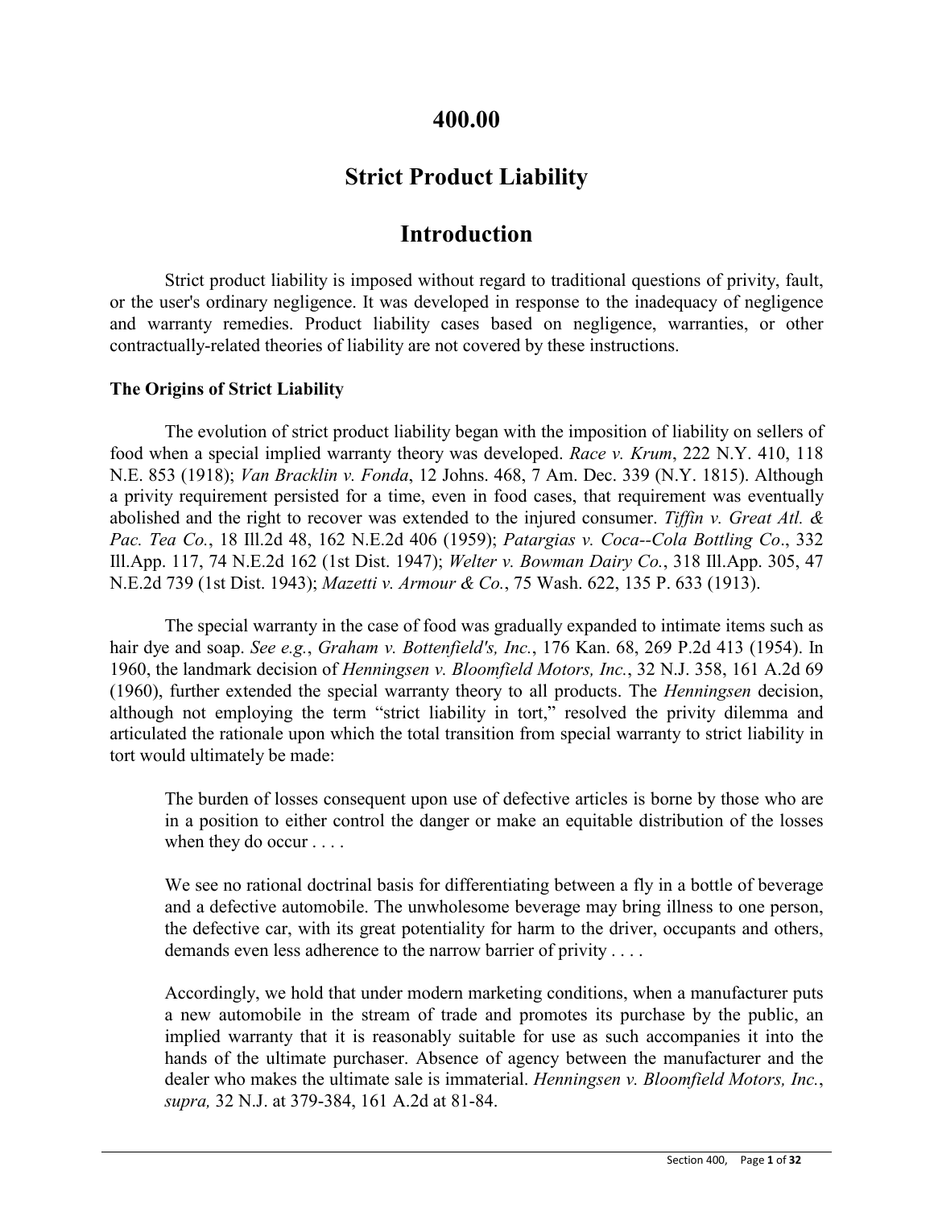# 400.00

# Strict Product Liability

# Introduction

Strict product liability is imposed without regard to traditional questions of privity, fault, or the user's ordinary negligence. It was developed in response to the inadequacy of negligence and warranty remedies. Product liability cases based on negligence, warranties, or other contractually-related theories of liability are not covered by these instructions.

### The Origins of Strict Liability

The evolution of strict product liability began with the imposition of liability on sellers of food when a special implied warranty theory was developed. *Race v. Krum*, 222 N.Y. 410, 118 N.E. 853 (1918); *Van Bracklin v. Fonda*, 12 Johns. 468, 7 Am. Dec. 339 (N.Y. 1815). Although a privity requirement persisted for a time, even in food cases, that requirement was eventually abolished and the right to recover was extended to the injured consumer. *Tiffin v. Great Atl. & Pac. Tea Co.*, 18 Ill.2d 48, 162 N.E.2d 406 (1959); *Patargias v. Coca--Cola Bottling Co*., 332 Ill.App. 117, 74 N.E.2d 162 (1st Dist. 1947); *Welter v. Bowman Dairy Co.*, 318 Ill.App. 305, 47 N.E.2d 739 (1st Dist. 1943); *Mazetti v. Armour & Co.*, 75 Wash. 622, 135 P. 633 (1913).

The special warranty in the case of food was gradually expanded to intimate items such as hair dye and soap. *See e.g.*, *Graham v. Bottenfield's, Inc.*, 176 Kan. 68, 269 P.2d 413 (1954). In 1960, the landmark decision of *Henningsen v. Bloomfield Motors, Inc.*, 32 N.J. 358, 161 A.2d 69 (1960), further extended the special warranty theory to all products. The *Henningsen* decision, although not employing the term "strict liability in tort," resolved the privity dilemma and articulated the rationale upon which the total transition from special warranty to strict liability in tort would ultimately be made:

> The burden of losses consequent upon use of defective articles is borne by those who are in a position to either control the danger or make an equitable distribution of the losses when they do occur . . . .
>
> We see no rational doctrinal basis for differentiating between a fly in a bottle of beverage and a defective automobile. The unwholesome beverage may bring illness to one person, the defective car, with its great potentiality for harm to the driver, occupants and others, demands even less adherence to the narrow barrier of privity . . . .
>
> Accordingly, we hold that under modern marketing conditions, when a manufacturer puts a new automobile in the stream of trade and promotes its purchase by the public, an implied warranty that it is reasonably suitable for use as such accompanies it into the hands of the ultimate purchaser. Absence of agency between the manufacturer and the dealer who makes the ultimate sale is immaterial. *Henningsen v. Bloomfield Motors, Inc.*, *supra,* 32 N.J. at 379-384, 161 A.2d at 81-84.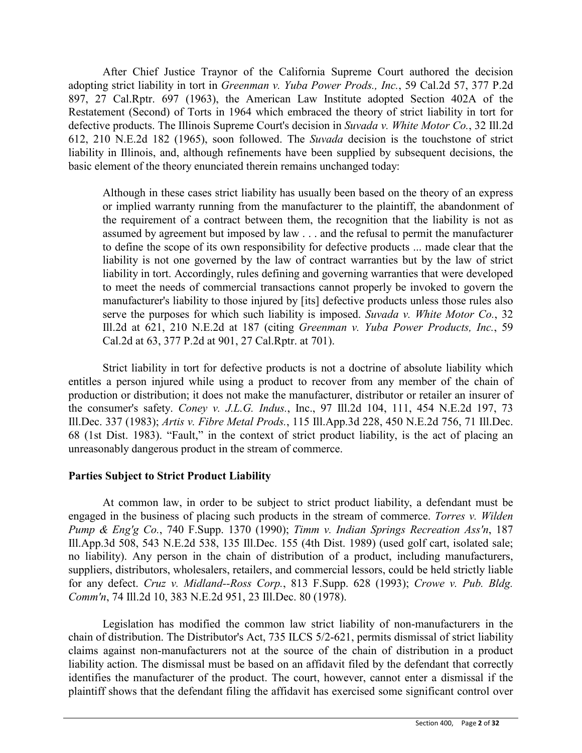After Chief Justice Traynor of the California Supreme Court authored the decision adopting strict liability in tort in *Greenman v. Yuba Power Prods., Inc.*, 59 Cal.2d 57, 377 P.2d 897, 27 Cal.Rptr. 697 (1963), the American Law Institute adopted Section 402A of the Restatement (Second) of Torts in 1964 which embraced the theory of strict liability in tort for defective products. The Illinois Supreme Court's decision in *Suvada v. White Motor Co.*, 32 Ill.2d 612, 210 N.E.2d 182 (1965), soon followed. The *Suvada* decision is the touchstone of strict liability in Illinois, and, although refinements have been supplied by subsequent decisions, the basic element of the theory enunciated therein remains unchanged today:

> Although in these cases strict liability has usually been based on the theory of an express or implied warranty running from the manufacturer to the plaintiff, the abandonment of the requirement of a contract between them, the recognition that the liability is not as assumed by agreement but imposed by law . . . and the refusal to permit the manufacturer to define the scope of its own responsibility for defective products ... made clear that the liability is not one governed by the law of contract warranties but by the law of strict liability in tort. Accordingly, rules defining and governing warranties that were developed to meet the needs of commercial transactions cannot properly be invoked to govern the manufacturer's liability to those injured by [its] defective products unless those rules also serve the purposes for which such liability is imposed. *Suvada v. White Motor Co.*, 32 Ill.2d at 621, 210 N.E.2d at 187 (citing *Greenman v. Yuba Power Products, Inc.*, 59 Cal.2d at 63, 377 P.2d at 901, 27 Cal.Rptr. at 701).

Strict liability in tort for defective products is not a doctrine of absolute liability which entitles a person injured while using a product to recover from any member of the chain of production or distribution; it does not make the manufacturer, distributor or retailer an insurer of the consumer's safety. *Coney v. J.L.G. Indus.*, Inc., 97 Ill.2d 104, 111, 454 N.E.2d 197, 73 Ill.Dec. 337 (1983); *Artis v. Fibre Metal Prods.*, 115 Ill.App.3d 228, 450 N.E.2d 756, 71 Ill.Dec. 68 (1st Dist. 1983). "Fault," in the context of strict product liability, is the act of placing an unreasonably dangerous product in the stream of commerce.

**Parties Subject to Strict Product Liability**

At common law, in order to be subject to strict product liability, a defendant must be engaged in the business of placing such products in the stream of commerce. *Torres v. Wilden Pump & Eng'g Co.*, 740 F.Supp. 1370 (1990); *Timm v. Indian Springs Recreation Ass'n*, 187 Ill.App.3d 508, 543 N.E.2d 538, 135 Ill.Dec. 155 (4th Dist. 1989) (used golf cart, isolated sale; no liability). Any person in the chain of distribution of a product, including manufacturers, suppliers, distributors, wholesalers, retailers, and commercial lessors, could be held strictly liable for any defect. *Cruz v. Midland--Ross Corp.*, 813 F.Supp. 628 (1993); *Crowe v. Pub. Bldg. Comm'n*, 74 Ill.2d 10, 383 N.E.2d 951, 23 Ill.Dec. 80 (1978).

Legislation has modified the common law strict liability of non-manufacturers in the chain of distribution. The Distributor's Act, 735 ILCS 5/2-621, permits dismissal of strict liability claims against non-manufacturers not at the source of the chain of distribution in a product liability action. The dismissal must be based on an affidavit filed by the defendant that correctly identifies the manufacturer of the product. The court, however, cannot enter a dismissal if the plaintiff shows that the defendant filing the affidavit has exercised some significant control over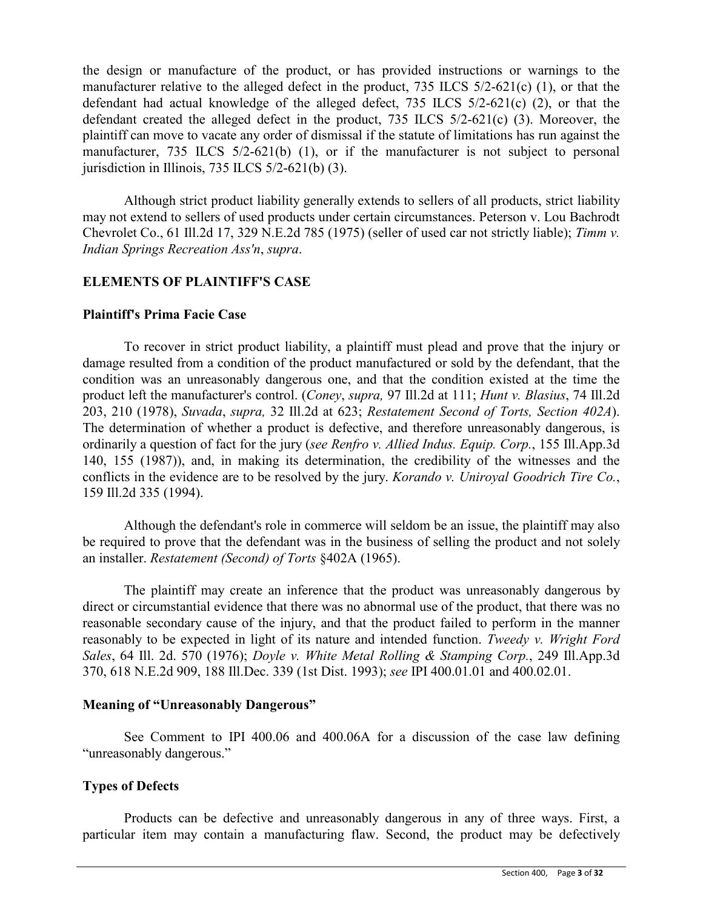the design or manufacture of the product, or has provided instructions or warnings to the manufacturer relative to the alleged defect in the product, 735 ILCS 5/2-621(c) (1), or that the defendant had actual knowledge of the alleged defect, 735 ILCS 5/2-621(c) (2), or that the defendant created the alleged defect in the product, 735 ILCS 5/2-621(c) (3). Moreover, the plaintiff can move to vacate any order of dismissal if the statute of limitations has run against the manufacturer, 735 ILCS 5/2-621(b) (1), or if the manufacturer is not subject to personal jurisdiction in Illinois, 735 ILCS 5/2-621(b) (3).

Although strict product liability generally extends to sellers of all products, strict liability may not extend to sellers of used products under certain circumstances. Peterson v. Lou Bachrodt Chevrolet Co., 61 Ill.2d 17, 329 N.E.2d 785 (1975) (seller of used car not strictly liable); *Timm v. Indian Springs Recreation Ass'n*, *supra*.

**ELEMENTS OF PLAINTIFF'S CASE**

**Plaintiff's Prima Facie Case**

To recover in strict product liability, a plaintiff must plead and prove that the injury or damage resulted from a condition of the product manufactured or sold by the defendant, that the condition was an unreasonably dangerous one, and that the condition existed at the time the product left the manufacturer's control. (*Coney*, *supra,* 97 Ill.2d at 111; *Hunt v. Blasius*, 74 Ill.2d 203, 210 (1978), *Suvada*, *supra,* 32 Ill.2d at 623; *Restatement Second of Torts, Section 402A*). The determination of whether a product is defective, and therefore unreasonably dangerous, is ordinarily a question of fact for the jury (*see Renfro v. Allied Indus. Equip. Corp.*, 155 Ill.App.3d 140, 155 (1987)), and, in making its determination, the credibility of the witnesses and the conflicts in the evidence are to be resolved by the jury. *Korando v. Uniroyal Goodrich Tire Co.*, 159 Ill.2d 335 (1994).

Although the defendant's role in commerce will seldom be an issue, the plaintiff may also be required to prove that the defendant was in the business of selling the product and not solely an installer. *Restatement (Second) of Torts* §402A (1965).

The plaintiff may create an inference that the product was unreasonably dangerous by direct or circumstantial evidence that there was no abnormal use of the product, that there was no reasonable secondary cause of the injury, and that the product failed to perform in the manner reasonably to be expected in light of its nature and intended function. *Tweedy v. Wright Ford Sales*, 64 Ill. 2d. 570 (1976); *Doyle v. White Metal Rolling & Stamping Corp.*, 249 Ill.App.3d 370, 618 N.E.2d 909, 188 Ill.Dec. 339 (1st Dist. 1993); *see* IPI 400.01.01 and 400.02.01.

**Meaning of "Unreasonably Dangerous"**

See Comment to IPI 400.06 and 400.06A for a discussion of the case law defining "unreasonably dangerous."

**Types of Defects**

Products can be defective and unreasonably dangerous in any of three ways. First, a particular item may contain a manufacturing flaw. Second, the product may be defectively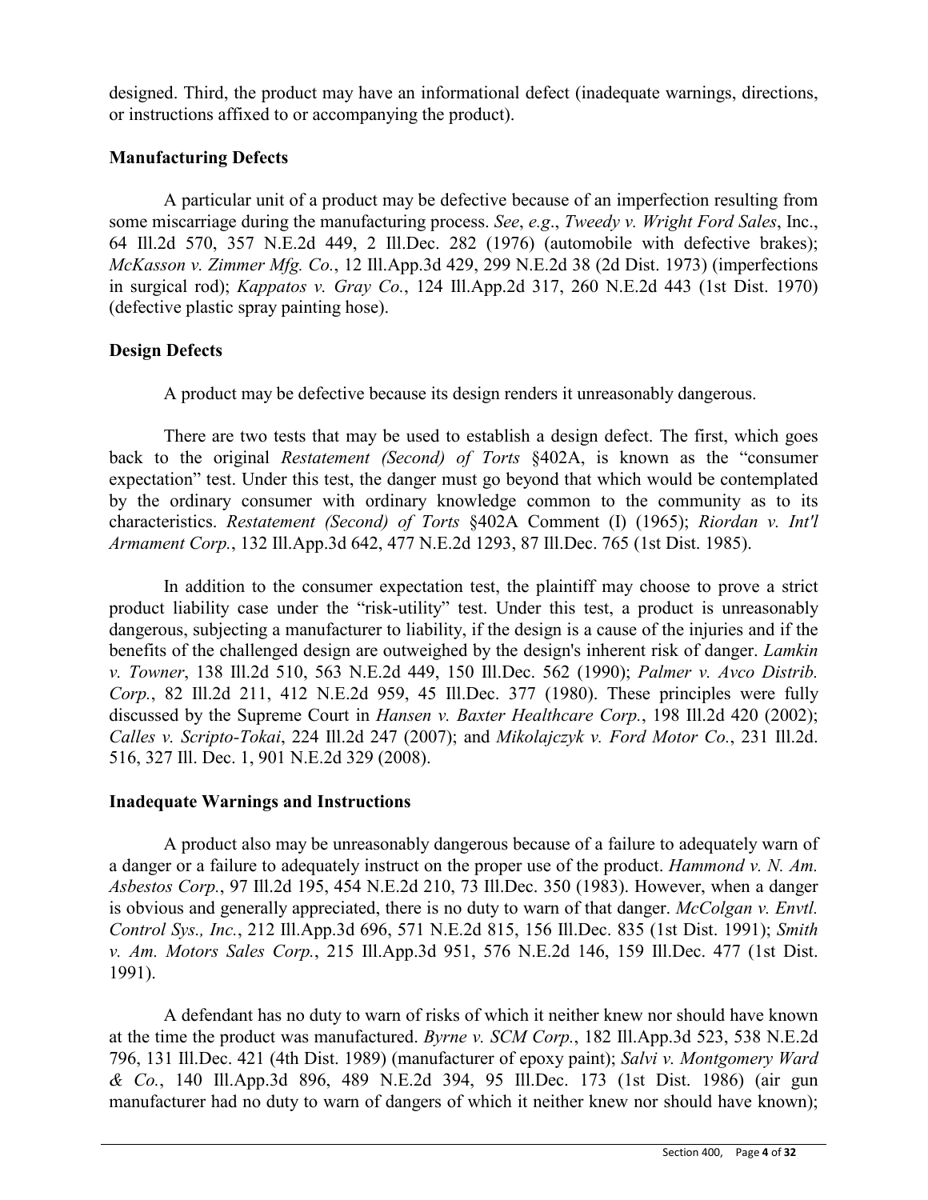designed. Third, the product may have an informational defect (inadequate warnings, directions, or instructions affixed to or accompanying the product).

### Manufacturing Defects

A particular unit of a product may be defective because of an imperfection resulting from some miscarriage during the manufacturing process. *See*, *e.g*., *Tweedy v. Wright Ford Sales*, Inc., 64 Ill.2d 570, 357 N.E.2d 449, 2 Ill.Dec. 282 (1976) (automobile with defective brakes); *McKasson v. Zimmer Mfg. Co.*, 12 Ill.App.3d 429, 299 N.E.2d 38 (2d Dist. 1973) (imperfections in surgical rod); *Kappatos v. Gray Co.*, 124 Ill.App.2d 317, 260 N.E.2d 443 (1st Dist. 1970) (defective plastic spray painting hose).

### Design Defects

A product may be defective because its design renders it unreasonably dangerous.

There are two tests that may be used to establish a design defect. The first, which goes back to the original *Restatement (Second) of Torts* §402A, is known as the "consumer expectation" test. Under this test, the danger must go beyond that which would be contemplated by the ordinary consumer with ordinary knowledge common to the community as to its characteristics. *Restatement (Second) of Torts* §402A Comment (I) (1965); *Riordan v. Int'l Armament Corp.*, 132 Ill.App.3d 642, 477 N.E.2d 1293, 87 Ill.Dec. 765 (1st Dist. 1985).

In addition to the consumer expectation test, the plaintiff may choose to prove a strict product liability case under the "risk-utility" test. Under this test, a product is unreasonably dangerous, subjecting a manufacturer to liability, if the design is a cause of the injuries and if the benefits of the challenged design are outweighed by the design's inherent risk of danger. *Lamkin v. Towner*, 138 Ill.2d 510, 563 N.E.2d 449, 150 Ill.Dec. 562 (1990); *Palmer v. Avco Distrib. Corp.*, 82 Ill.2d 211, 412 N.E.2d 959, 45 Ill.Dec. 377 (1980). These principles were fully discussed by the Supreme Court in *Hansen v. Baxter Healthcare Corp.*, 198 Ill.2d 420 (2002); *Calles v. Scripto-Tokai*, 224 Ill.2d 247 (2007); and *Mikolajczyk v. Ford Motor Co.*, 231 Ill.2d. 516, 327 Ill. Dec. 1, 901 N.E.2d 329 (2008).

### Inadequate Warnings and Instructions

A product also may be unreasonably dangerous because of a failure to adequately warn of a danger or a failure to adequately instruct on the proper use of the product. *Hammond v. N. Am. Asbestos Corp.*, 97 Ill.2d 195, 454 N.E.2d 210, 73 Ill.Dec. 350 (1983). However, when a danger is obvious and generally appreciated, there is no duty to warn of that danger. *McColgan v. Envtl. Control Sys., Inc.*, 212 Ill.App.3d 696, 571 N.E.2d 815, 156 Ill.Dec. 835 (1st Dist. 1991); *Smith v. Am. Motors Sales Corp.*, 215 Ill.App.3d 951, 576 N.E.2d 146, 159 Ill.Dec. 477 (1st Dist. 1991).

A defendant has no duty to warn of risks of which it neither knew nor should have known at the time the product was manufactured. *Byrne v. SCM Corp.*, 182 Ill.App.3d 523, 538 N.E.2d 796, 131 Ill.Dec. 421 (4th Dist. 1989) (manufacturer of epoxy paint); *Salvi v. Montgomery Ward & Co.*, 140 Ill.App.3d 896, 489 N.E.2d 394, 95 Ill.Dec. 173 (1st Dist. 1986) (air gun manufacturer had no duty to warn of dangers of which it neither knew nor should have known);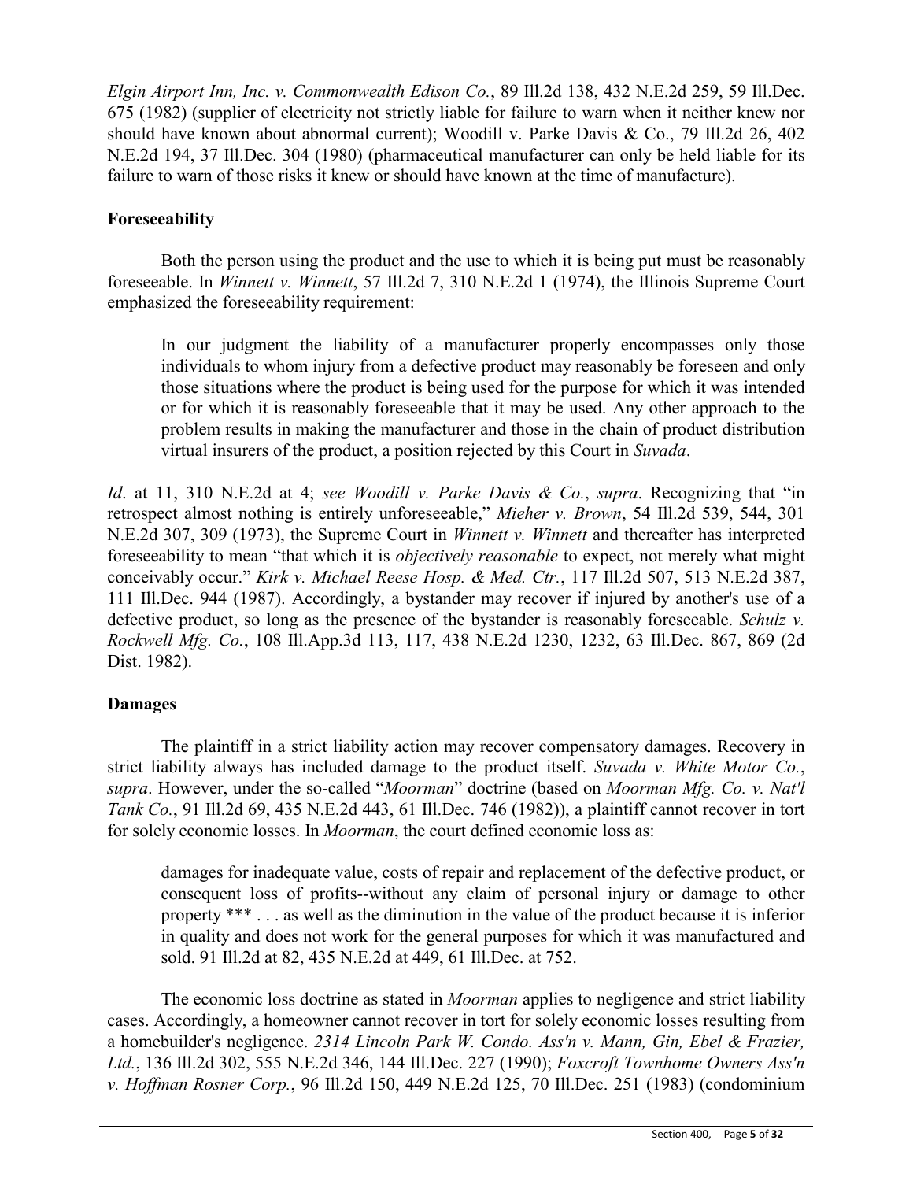*Elgin Airport Inn, Inc. v. Commonwealth Edison Co.*, 89 Ill.2d 138, 432 N.E.2d 259, 59 Ill.Dec. 675 (1982) (supplier of electricity not strictly liable for failure to warn when it neither knew nor should have known about abnormal current); Woodill v. Parke Davis & Co., 79 Ill.2d 26, 402 N.E.2d 194, 37 Ill.Dec. 304 (1980) (pharmaceutical manufacturer can only be held liable for its failure to warn of those risks it knew or should have known at the time of manufacture).

**Foreseeability**

Both the person using the product and the use to which it is being put must be reasonably foreseeable. In *Winnett v. Winnett*, 57 Ill.2d 7, 310 N.E.2d 1 (1974), the Illinois Supreme Court emphasized the foreseeability requirement:

> In our judgment the liability of a manufacturer properly encompasses only those individuals to whom injury from a defective product may reasonably be foreseen and only those situations where the product is being used for the purpose for which it was intended or for which it is reasonably foreseeable that it may be used. Any other approach to the problem results in making the manufacturer and those in the chain of product distribution virtual insurers of the product, a position rejected by this Court in *Suvada*.

*Id*. at 11, 310 N.E.2d at 4; *see Woodill v. Parke Davis & Co.*, *supra*. Recognizing that "in retrospect almost nothing is entirely unforeseeable," *Mieher v. Brown*, 54 Ill.2d 539, 544, 301 N.E.2d 307, 309 (1973), the Supreme Court in *Winnett v. Winnett* and thereafter has interpreted foreseeability to mean "that which it is *objectively reasonable* to expect, not merely what might conceivably occur." *Kirk v. Michael Reese Hosp. & Med. Ctr.*, 117 Ill.2d 507, 513 N.E.2d 387, 111 Ill.Dec. 944 (1987). Accordingly, a bystander may recover if injured by another's use of a defective product, so long as the presence of the bystander is reasonably foreseeable. *Schulz v. Rockwell Mfg. Co.*, 108 Ill.App.3d 113, 117, 438 N.E.2d 1230, 1232, 63 Ill.Dec. 867, 869 (2d Dist. 1982).

**Damages**

The plaintiff in a strict liability action may recover compensatory damages. Recovery in strict liability always has included damage to the product itself. *Suvada v. White Motor Co.*, *supra*. However, under the so-called "*Moorman*" doctrine (based on *Moorman Mfg. Co. v. Nat'l Tank Co.*, 91 Ill.2d 69, 435 N.E.2d 443, 61 Ill.Dec. 746 (1982)), a plaintiff cannot recover in tort for solely economic losses. In *Moorman*, the court defined economic loss as:

> damages for inadequate value, costs of repair and replacement of the defective product, or consequent loss of profits--without any claim of personal injury or damage to other property *** . . . as well as the diminution in the value of the product because it is inferior in quality and does not work for the general purposes for which it was manufactured and sold. 91 Ill.2d at 82, 435 N.E.2d at 449, 61 Ill.Dec. at 752.

The economic loss doctrine as stated in *Moorman* applies to negligence and strict liability cases. Accordingly, a homeowner cannot recover in tort for solely economic losses resulting from a homebuilder's negligence. *2314 Lincoln Park W. Condo. Ass'n v. Mann, Gin, Ebel & Frazier, Ltd.*, 136 Ill.2d 302, 555 N.E.2d 346, 144 Ill.Dec. 227 (1990); *Foxcroft Townhome Owners Ass'n v. Hoffman Rosner Corp.*, 96 Ill.2d 150, 449 N.E.2d 125, 70 Ill.Dec. 251 (1983) (condominium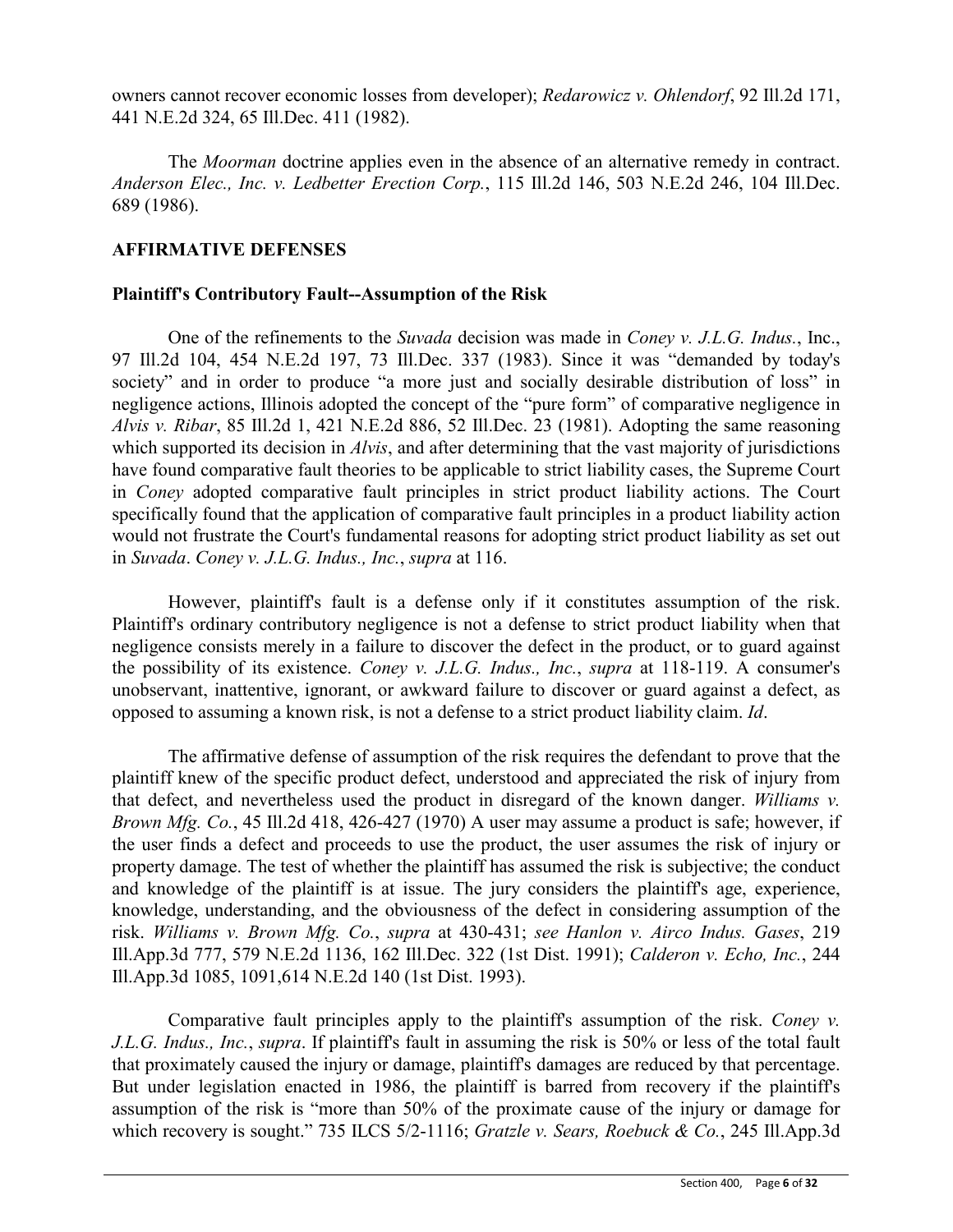owners cannot recover economic losses from developer); *Redarowicz v. Ohlendorf*, 92 Ill.2d 171, 441 N.E.2d 324, 65 Ill.Dec. 411 (1982).

The *Moorman* doctrine applies even in the absence of an alternative remedy in contract. *Anderson Elec., Inc. v. Ledbetter Erection Corp.*, 115 Ill.2d 146, 503 N.E.2d 246, 104 Ill.Dec. 689 (1986).

## AFFIRMATIVE DEFENSES

### Plaintiff's Contributory Fault--Assumption of the Risk

One of the refinements to the *Suvada* decision was made in *Coney v. J.L.G. Indus.*, Inc., 97 Ill.2d 104, 454 N.E.2d 197, 73 Ill.Dec. 337 (1983). Since it was "demanded by today's society" and in order to produce "a more just and socially desirable distribution of loss" in negligence actions, Illinois adopted the concept of the "pure form" of comparative negligence in *Alvis v. Ribar*, 85 Ill.2d 1, 421 N.E.2d 886, 52 Ill.Dec. 23 (1981). Adopting the same reasoning which supported its decision in *Alvis*, and after determining that the vast majority of jurisdictions have found comparative fault theories to be applicable to strict liability cases, the Supreme Court in *Coney* adopted comparative fault principles in strict product liability actions. The Court specifically found that the application of comparative fault principles in a product liability action would not frustrate the Court's fundamental reasons for adopting strict product liability as set out in *Suvada*. *Coney v. J.L.G. Indus., Inc.*, *supra* at 116.

However, plaintiff's fault is a defense only if it constitutes assumption of the risk. Plaintiff's ordinary contributory negligence is not a defense to strict product liability when that negligence consists merely in a failure to discover the defect in the product, or to guard against the possibility of its existence. *Coney v. J.L.G. Indus., Inc.*, *supra* at 118-119. A consumer's unobservant, inattentive, ignorant, or awkward failure to discover or guard against a defect, as opposed to assuming a known risk, is not a defense to a strict product liability claim. *Id*.

The affirmative defense of assumption of the risk requires the defendant to prove that the plaintiff knew of the specific product defect, understood and appreciated the risk of injury from that defect, and nevertheless used the product in disregard of the known danger. *Williams v. Brown Mfg. Co.*, 45 Ill.2d 418, 426-427 (1970) A user may assume a product is safe; however, if the user finds a defect and proceeds to use the product, the user assumes the risk of injury or property damage. The test of whether the plaintiff has assumed the risk is subjective; the conduct and knowledge of the plaintiff is at issue. The jury considers the plaintiff's age, experience, knowledge, understanding, and the obviousness of the defect in considering assumption of the risk. *Williams v. Brown Mfg. Co.*, *supra* at 430-431; *see Hanlon v. Airco Indus. Gases*, 219 Ill.App.3d 777, 579 N.E.2d 1136, 162 Ill.Dec. 322 (1st Dist. 1991); *Calderon v. Echo, Inc.*, 244 Ill.App.3d 1085, 1091,614 N.E.2d 140 (1st Dist. 1993).

Comparative fault principles apply to the plaintiff's assumption of the risk. *Coney v. J.L.G. Indus., Inc.*, *supra*. If plaintiff's fault in assuming the risk is 50% or less of the total fault that proximately caused the injury or damage, plaintiff's damages are reduced by that percentage. But under legislation enacted in 1986, the plaintiff is barred from recovery if the plaintiff's assumption of the risk is "more than 50% of the proximate cause of the injury or damage for which recovery is sought." 735 ILCS 5/2-1116; *Gratzle v. Sears, Roebuck & Co.*, 245 Ill.App.3d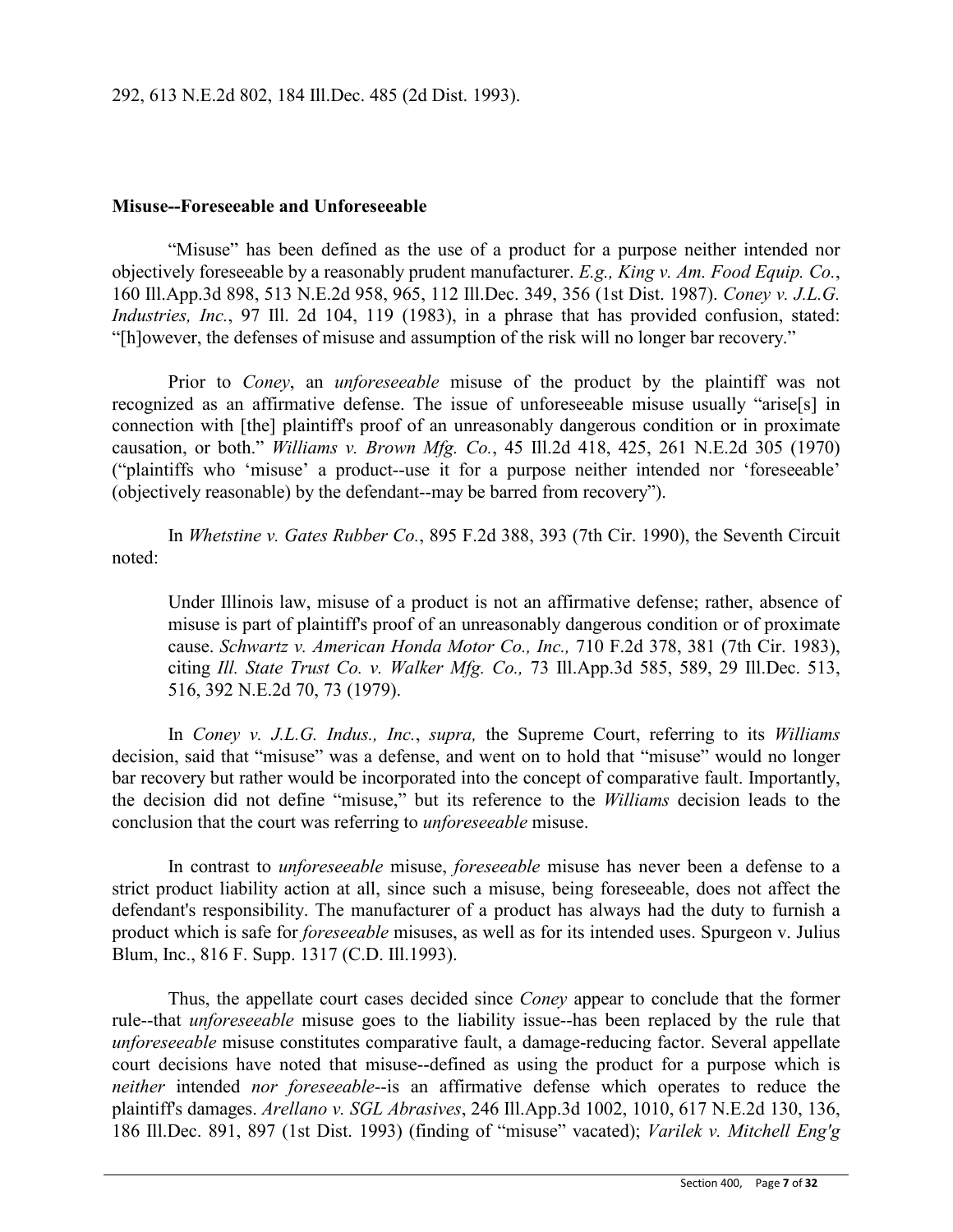292, 613 N.E.2d 802, 184 Ill.Dec. 485 (2d Dist. 1993).

**Misuse--Foreseeable and Unforeseeable**

"Misuse" has been defined as the use of a product for a purpose neither intended nor objectively foreseeable by a reasonably prudent manufacturer. *E.g., King v. Am. Food Equip. Co.*, 160 Ill.App.3d 898, 513 N.E.2d 958, 965, 112 Ill.Dec. 349, 356 (1st Dist. 1987). *Coney v. J.L.G. Industries, Inc.*, 97 Ill. 2d 104, 119 (1983), in a phrase that has provided confusion, stated: "[h]owever, the defenses of misuse and assumption of the risk will no longer bar recovery."

Prior to *Coney*, an *unforeseeable* misuse of the product by the plaintiff was not recognized as an affirmative defense. The issue of unforeseeable misuse usually "arise[s] in connection with [the] plaintiff's proof of an unreasonably dangerous condition or in proximate causation, or both." *Williams v. Brown Mfg. Co.*, 45 Ill.2d 418, 425, 261 N.E.2d 305 (1970) ("plaintiffs who 'misuse' a product--use it for a purpose neither intended nor 'foreseeable' (objectively reasonable) by the defendant--may be barred from recovery").

In *Whetstine v. Gates Rubber Co.*, 895 F.2d 388, 393 (7th Cir. 1990), the Seventh Circuit noted:

> Under Illinois law, misuse of a product is not an affirmative defense; rather, absence of misuse is part of plaintiff's proof of an unreasonably dangerous condition or of proximate cause. *Schwartz v. American Honda Motor Co., Inc.,* 710 F.2d 378, 381 (7th Cir. 1983), citing *Ill. State Trust Co. v. Walker Mfg. Co.,* 73 Ill.App.3d 585, 589, 29 Ill.Dec. 513, 516, 392 N.E.2d 70, 73 (1979).

In *Coney v. J.L.G. Indus., Inc.*, *supra,* the Supreme Court, referring to its *Williams* decision, said that "misuse" was a defense, and went on to hold that "misuse" would no longer bar recovery but rather would be incorporated into the concept of comparative fault. Importantly, the decision did not define "misuse," but its reference to the *Williams* decision leads to the conclusion that the court was referring to *unforeseeable* misuse.

In contrast to *unforeseeable* misuse, *foreseeable* misuse has never been a defense to a strict product liability action at all, since such a misuse, being foreseeable, does not affect the defendant's responsibility. The manufacturer of a product has always had the duty to furnish a product which is safe for *foreseeable* misuses, as well as for its intended uses. Spurgeon v. Julius Blum, Inc., 816 F. Supp. 1317 (C.D. Ill.1993).

Thus, the appellate court cases decided since *Coney* appear to conclude that the former rule--that *unforeseeable* misuse goes to the liability issue--has been replaced by the rule that *unforeseeable* misuse constitutes comparative fault, a damage-reducing factor. Several appellate court decisions have noted that misuse--defined as using the product for a purpose which is *neither* intended *nor foreseeable*--is an affirmative defense which operates to reduce the plaintiff's damages. *Arellano v. SGL Abrasives*, 246 Ill.App.3d 1002, 1010, 617 N.E.2d 130, 136, 186 Ill.Dec. 891, 897 (1st Dist. 1993) (finding of "misuse" vacated); *Varilek v. Mitchell Eng'g*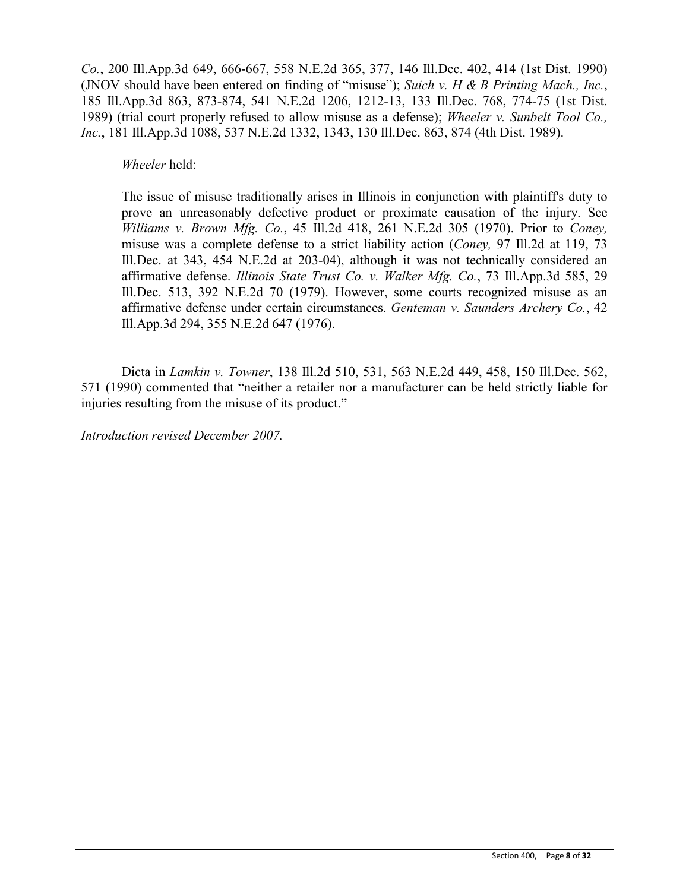*Co.*, 200 Ill.App.3d 649, 666-667, 558 N.E.2d 365, 377, 146 Ill.Dec. 402, 414 (1st Dist. 1990) (JNOV should have been entered on finding of "misuse"); *Suich v. H & B Printing Mach., Inc.*, 185 Ill.App.3d 863, 873-874, 541 N.E.2d 1206, 1212-13, 133 Ill.Dec. 768, 774-75 (1st Dist. 1989) (trial court properly refused to allow misuse as a defense); *Wheeler v. Sunbelt Tool Co., Inc.*, 181 Ill.App.3d 1088, 537 N.E.2d 1332, 1343, 130 Ill.Dec. 863, 874 (4th Dist. 1989).

*Wheeler* held:

> The issue of misuse traditionally arises in Illinois in conjunction with plaintiff's duty to prove an unreasonably defective product or proximate causation of the injury. See *Williams v. Brown Mfg. Co.*, 45 Ill.2d 418, 261 N.E.2d 305 (1970). Prior to *Coney,* misuse was a complete defense to a strict liability action (*Coney,* 97 Ill.2d at 119, 73 Ill.Dec. at 343, 454 N.E.2d at 203-04), although it was not technically considered an affirmative defense. *Illinois State Trust Co. v. Walker Mfg. Co.*, 73 Ill.App.3d 585, 29 Ill.Dec. 513, 392 N.E.2d 70 (1979). However, some courts recognized misuse as an affirmative defense under certain circumstances. *Genteman v. Saunders Archery Co.*, 42 Ill.App.3d 294, 355 N.E.2d 647 (1976).

Dicta in *Lamkin v. Towner*, 138 Ill.2d 510, 531, 563 N.E.2d 449, 458, 150 Ill.Dec. 562, 571 (1990) commented that "neither a retailer nor a manufacturer can be held strictly liable for injuries resulting from the misuse of its product."

*Introduction revised December 2007.*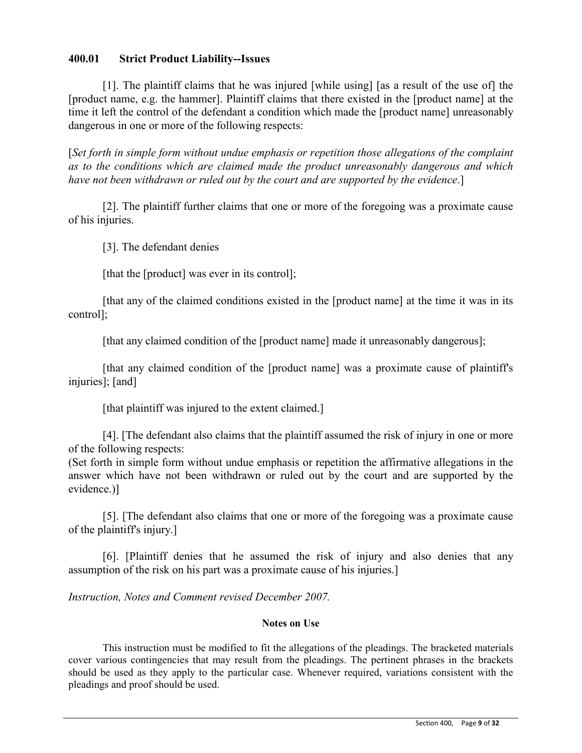### 400.01 Strict Product Liability--Issues

[1]. The plaintiff claims that he was injured [while using] [as a result of the use of] the [product name, e.g. the hammer]. Plaintiff claims that there existed in the [product name] at the time it left the control of the defendant a condition which made the [product name] unreasonably dangerous in one or more of the following respects:

[*Set forth in simple form without undue emphasis or repetition those allegations of the complaint as to the conditions which are claimed made the product unreasonably dangerous and which have not been withdrawn or ruled out by the court and are supported by the evidence*.]

[2]. The plaintiff further claims that one or more of the foregoing was a proximate cause of his injuries.

[3]. The defendant denies

[that the [product] was ever in its control];

[that any of the claimed conditions existed in the [product name] at the time it was in its control];

[that any claimed condition of the [product name] made it unreasonably dangerous];

[that any claimed condition of the [product name] was a proximate cause of plaintiff's injuries]; [and]

[that plaintiff was injured to the extent claimed.]

[4]. [The defendant also claims that the plaintiff assumed the risk of injury in one or more of the following respects:
(Set forth in simple form without undue emphasis or repetition the affirmative allegations in the answer which have not been withdrawn or ruled out by the court and are supported by the evidence.)]

[5]. [The defendant also claims that one or more of the foregoing was a proximate cause of the plaintiff's injury.]

[6]. [Plaintiff denies that he assumed the risk of injury and also denies that any assumption of the risk on his part was a proximate cause of his injuries.]

*Instruction, Notes and Comment revised December 2007.*

**Notes on Use**

This instruction must be modified to fit the allegations of the pleadings. The bracketed materials cover various contingencies that may result from the pleadings. The pertinent phrases in the brackets should be used as they apply to the particular case. Whenever required, variations consistent with the pleadings and proof should be used.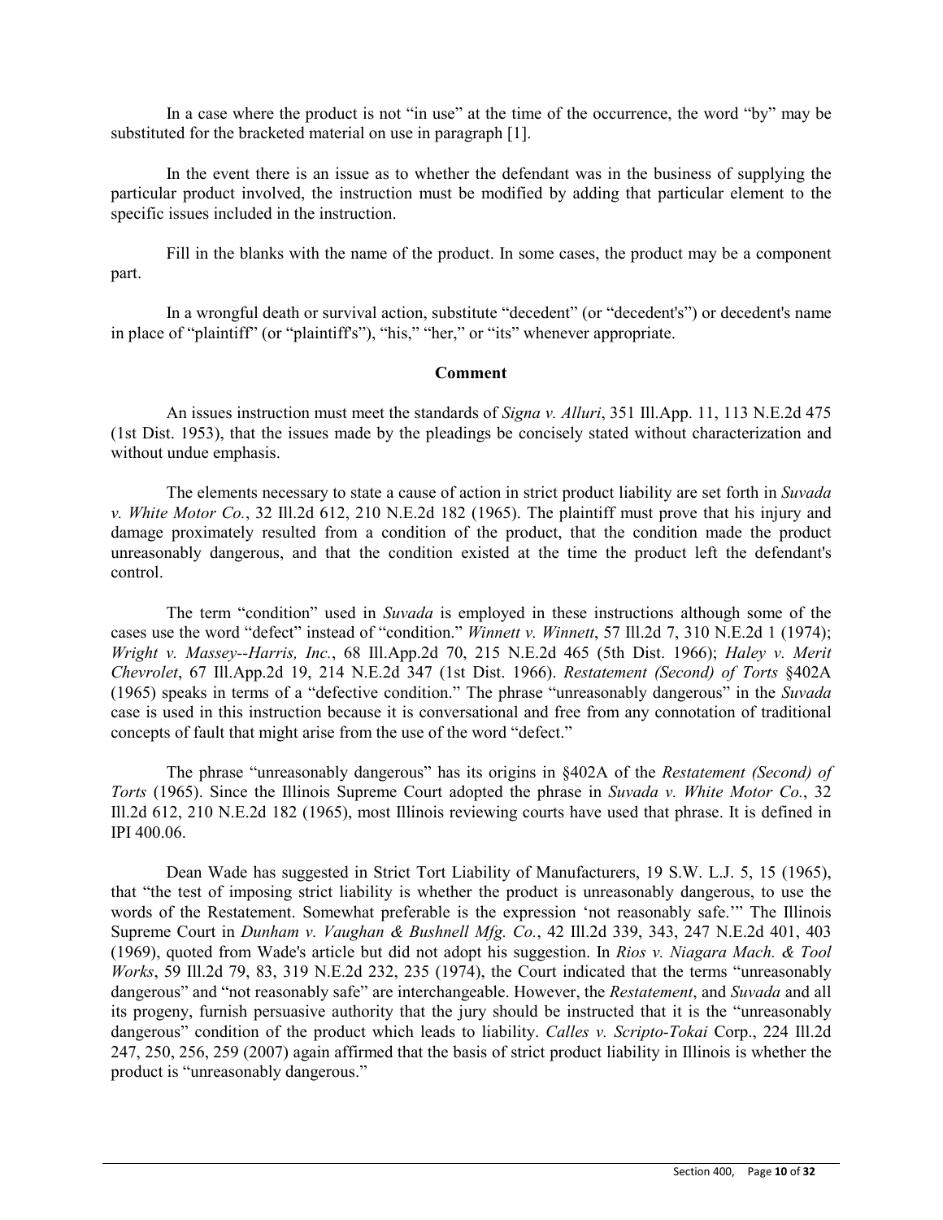In a case where the product is not "in use" at the time of the occurrence, the word "by" may be substituted for the bracketed material on use in paragraph [1].

In the event there is an issue as to whether the defendant was in the business of supplying the particular product involved, the instruction must be modified by adding that particular element to the specific issues included in the instruction.

Fill in the blanks with the name of the product. In some cases, the product may be a component part.

In a wrongful death or survival action, substitute "decedent" (or "decedent's") or decedent's name in place of "plaintiff" (or "plaintiff's"), "his," "her," or "its" whenever appropriate.

**Comment**

An issues instruction must meet the standards of *Signa v. Alluri*, 351 Ill.App. 11, 113 N.E.2d 475 (1st Dist. 1953), that the issues made by the pleadings be concisely stated without characterization and without undue emphasis.

The elements necessary to state a cause of action in strict product liability are set forth in *Suvada v. White Motor Co.*, 32 Ill.2d 612, 210 N.E.2d 182 (1965). The plaintiff must prove that his injury and damage proximately resulted from a condition of the product, that the condition made the product unreasonably dangerous, and that the condition existed at the time the product left the defendant's control.

The term "condition" used in *Suvada* is employed in these instructions although some of the cases use the word "defect" instead of "condition." *Winnett v. Winnett*, 57 Ill.2d 7, 310 N.E.2d 1 (1974); *Wright v. Massey--Harris, Inc.*, 68 Ill.App.2d 70, 215 N.E.2d 465 (5th Dist. 1966); *Haley v. Merit Chevrolet*, 67 Ill.App.2d 19, 214 N.E.2d 347 (1st Dist. 1966). *Restatement (Second) of Torts* §402A (1965) speaks in terms of a "defective condition." The phrase "unreasonably dangerous" in the *Suvada* case is used in this instruction because it is conversational and free from any connotation of traditional concepts of fault that might arise from the use of the word "defect."

The phrase "unreasonably dangerous" has its origins in §402A of the *Restatement (Second) of Torts* (1965). Since the Illinois Supreme Court adopted the phrase in *Suvada v. White Motor Co.*, 32 Ill.2d 612, 210 N.E.2d 182 (1965), most Illinois reviewing courts have used that phrase. It is defined in IPI 400.06.

Dean Wade has suggested in Strict Tort Liability of Manufacturers, 19 S.W. L.J. 5, 15 (1965), that "the test of imposing strict liability is whether the product is unreasonably dangerous, to use the words of the Restatement. Somewhat preferable is the expression 'not reasonably safe.'" The Illinois Supreme Court in *Dunham v. Vaughan & Bushnell Mfg. Co.*, 42 Ill.2d 339, 343, 247 N.E.2d 401, 403 (1969), quoted from Wade's article but did not adopt his suggestion. In *Rios v. Niagara Mach. & Tool Works*, 59 Ill.2d 79, 83, 319 N.E.2d 232, 235 (1974), the Court indicated that the terms "unreasonably dangerous" and "not reasonably safe" are interchangeable. However, the *Restatement*, and *Suvada* and all its progeny, furnish persuasive authority that the jury should be instructed that it is the "unreasonably dangerous" condition of the product which leads to liability. *Calles v. Scripto-Tokai* Corp., 224 Ill.2d 247, 250, 256, 259 (2007) again affirmed that the basis of strict product liability in Illinois is whether the product is "unreasonably dangerous."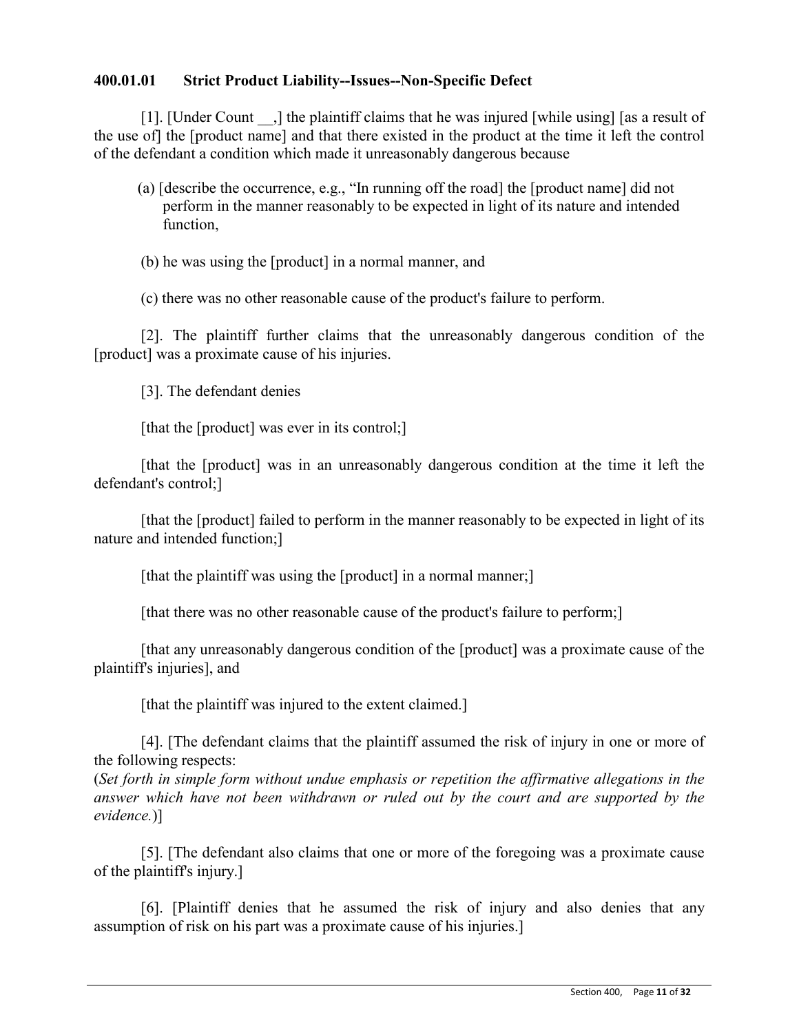**400.01.01 Strict Product Liability--Issues--Non-Specific Defect**

[1]. [Under Count __,] the plaintiff claims that he was injured [while using] [as a result of the use of] the [product name] and that there existed in the product at the time it left the control of the defendant a condition which made it unreasonably dangerous because

(a) [describe the occurrence, e.g., "In running off the road] the [product name] did not perform in the manner reasonably to be expected in light of its nature and intended function,

(b) he was using the [product] in a normal manner, and

(c) there was no other reasonable cause of the product's failure to perform.

[2]. The plaintiff further claims that the unreasonably dangerous condition of the [product] was a proximate cause of his injuries.

[3]. The defendant denies

[that the [product] was ever in its control;]

[that the [product] was in an unreasonably dangerous condition at the time it left the defendant's control;]

[that the [product] failed to perform in the manner reasonably to be expected in light of its nature and intended function;]

[that the plaintiff was using the [product] in a normal manner;]

[that there was no other reasonable cause of the product's failure to perform;]

[that any unreasonably dangerous condition of the [product] was a proximate cause of the plaintiff's injuries], and

[that the plaintiff was injured to the extent claimed.]

[4]. [The defendant claims that the plaintiff assumed the risk of injury in one or more of the following respects:
(*Set forth in simple form without undue emphasis or repetition the affirmative allegations in the answer which have not been withdrawn or ruled out by the court and are supported by the evidence.*)]

[5]. [The defendant also claims that one or more of the foregoing was a proximate cause of the plaintiff's injury.]

[6]. [Plaintiff denies that he assumed the risk of injury and also denies that any assumption of risk on his part was a proximate cause of his injuries.]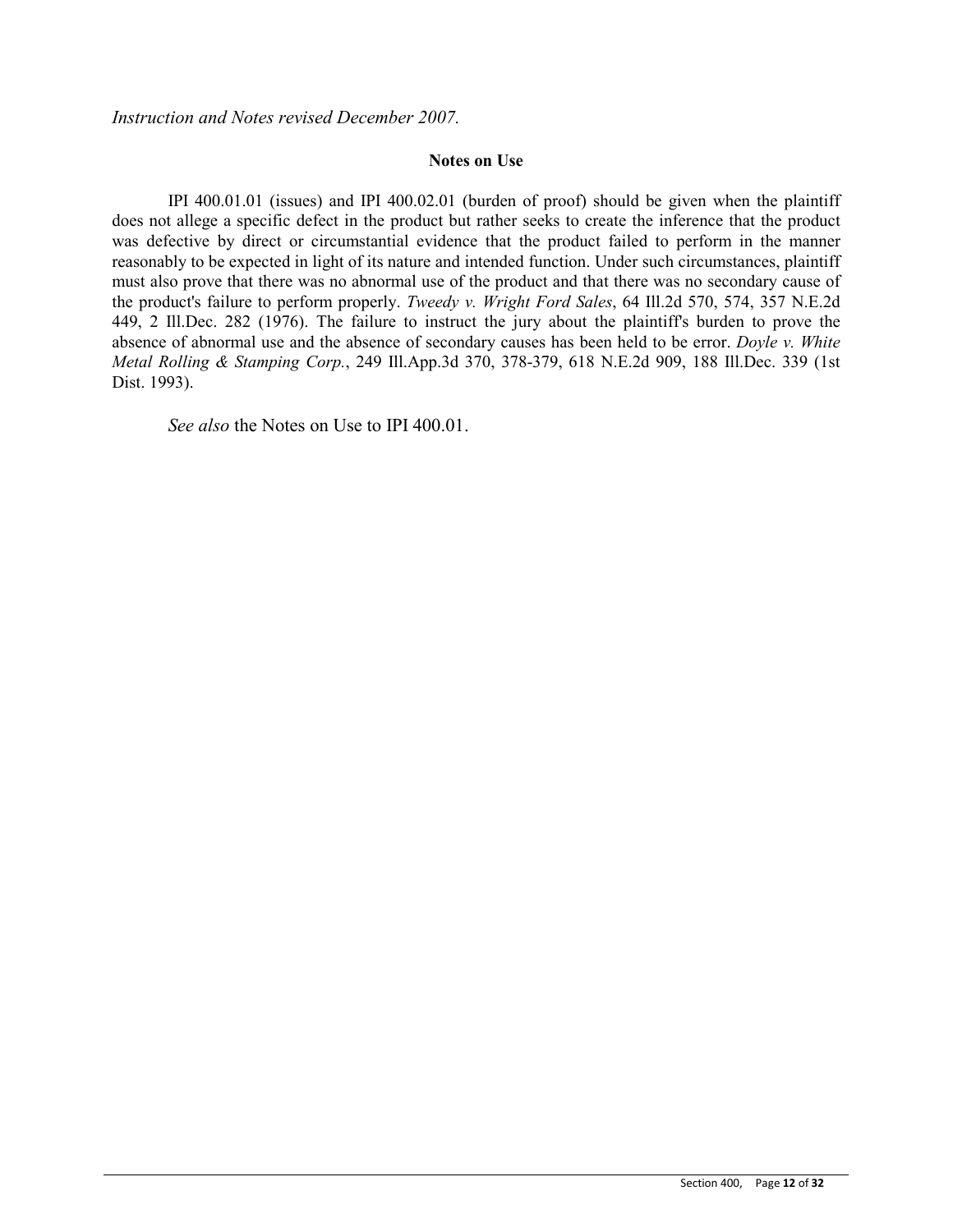*Instruction and Notes revised December 2007.*

**Notes on Use**

IPI 400.01.01 (issues) and IPI 400.02.01 (burden of proof) should be given when the plaintiff does not allege a specific defect in the product but rather seeks to create the inference that the product was defective by direct or circumstantial evidence that the product failed to perform in the manner reasonably to be expected in light of its nature and intended function. Under such circumstances, plaintiff must also prove that there was no abnormal use of the product and that there was no secondary cause of the product's failure to perform properly. *Tweedy v. Wright Ford Sales*, 64 Ill.2d 570, 574, 357 N.E.2d 449, 2 Ill.Dec. 282 (1976). The failure to instruct the jury about the plaintiff's burden to prove the absence of abnormal use and the absence of secondary causes has been held to be error. *Doyle v. White Metal Rolling & Stamping Corp.*, 249 Ill.App.3d 370, 378-379, 618 N.E.2d 909, 188 Ill.Dec. 339 (1st Dist. 1993).

*See also* the Notes on Use to IPI 400.01.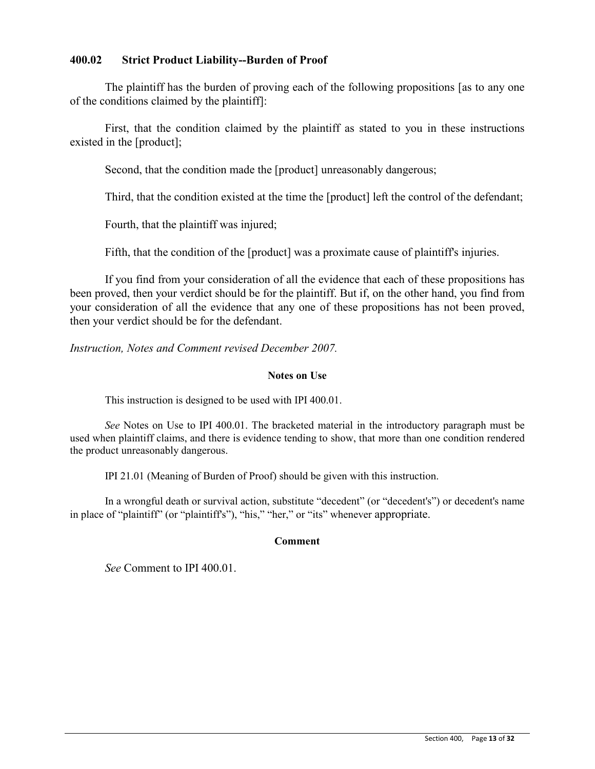## 400.02 Strict Product Liability--Burden of Proof

The plaintiff has the burden of proving each of the following propositions [as to any one of the conditions claimed by the plaintiff]:

First, that the condition claimed by the plaintiff as stated to you in these instructions existed in the [product];

Second, that the condition made the [product] unreasonably dangerous;

Third, that the condition existed at the time the [product] left the control of the defendant;

Fourth, that the plaintiff was injured;

Fifth, that the condition of the [product] was a proximate cause of plaintiff's injuries.

If you find from your consideration of all the evidence that each of these propositions has been proved, then your verdict should be for the plaintiff. But if, on the other hand, you find from your consideration of all the evidence that any one of these propositions has not been proved, then your verdict should be for the defendant.

*Instruction, Notes and Comment revised December 2007.*

**Notes on Use**

This instruction is designed to be used with IPI 400.01.

*See* Notes on Use to IPI 400.01. The bracketed material in the introductory paragraph must be used when plaintiff claims, and there is evidence tending to show, that more than one condition rendered the product unreasonably dangerous.

IPI 21.01 (Meaning of Burden of Proof) should be given with this instruction.

In a wrongful death or survival action, substitute “decedent” (or “decedent's”) or decedent's name in place of “plaintiff” (or “plaintiff's”), “his,” “her,” or “its” whenever appropriate.

**Comment**

*See* Comment to IPI 400.01.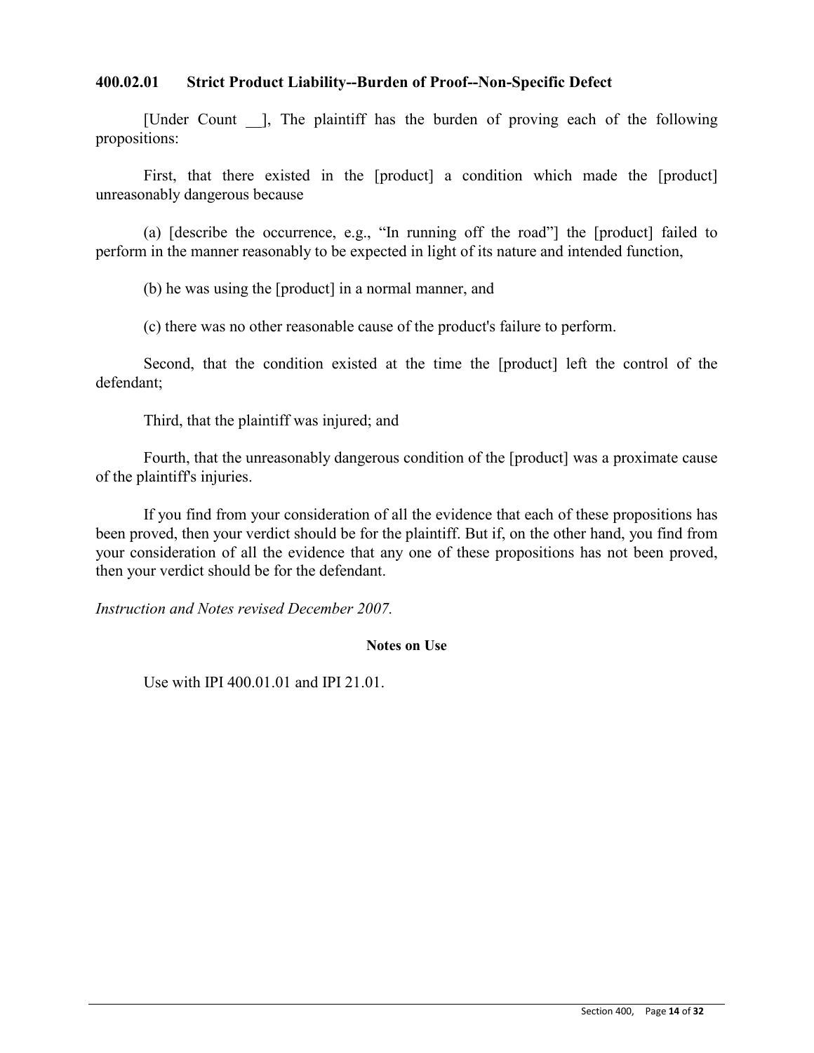### 400.02.01 Strict Product Liability--Burden of Proof--Non-Specific Defect

[Under Count __], The plaintiff has the burden of proving each of the following propositions:

First, that there existed in the [product] a condition which made the [product] unreasonably dangerous because

(a) [describe the occurrence, e.g., "In running off the road"] the [product] failed to perform in the manner reasonably to be expected in light of its nature and intended function,

(b) he was using the [product] in a normal manner, and

(c) there was no other reasonable cause of the product's failure to perform.

Second, that the condition existed at the time the [product] left the control of the defendant;

Third, that the plaintiff was injured; and

Fourth, that the unreasonably dangerous condition of the [product] was a proximate cause of the plaintiff's injuries.

If you find from your consideration of all the evidence that each of these propositions has been proved, then your verdict should be for the plaintiff. But if, on the other hand, you find from your consideration of all the evidence that any one of these propositions has not been proved, then your verdict should be for the defendant.

*Instruction and Notes revised December 2007.*

**Notes on Use**

Use with IPI 400.01.01 and IPI 21.01.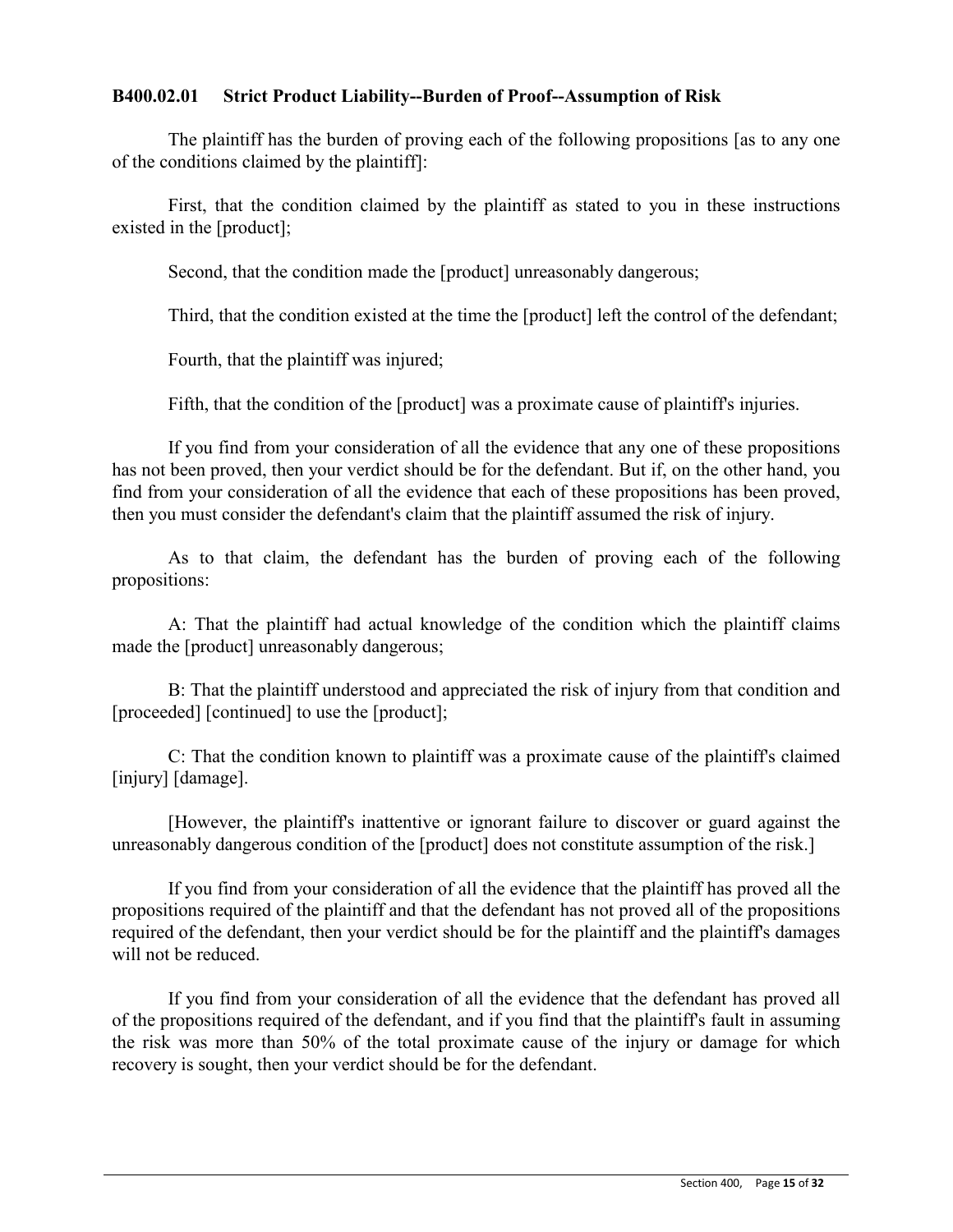**B400.02.01 Strict Product Liability--Burden of Proof--Assumption of Risk**

The plaintiff has the burden of proving each of the following propositions [as to any one of the conditions claimed by the plaintiff]:

First, that the condition claimed by the plaintiff as stated to you in these instructions existed in the [product];

Second, that the condition made the [product] unreasonably dangerous;

Third, that the condition existed at the time the [product] left the control of the defendant;

Fourth, that the plaintiff was injured;

Fifth, that the condition of the [product] was a proximate cause of plaintiff's injuries.

If you find from your consideration of all the evidence that any one of these propositions has not been proved, then your verdict should be for the defendant. But if, on the other hand, you find from your consideration of all the evidence that each of these propositions has been proved, then you must consider the defendant's claim that the plaintiff assumed the risk of injury.

As to that claim, the defendant has the burden of proving each of the following propositions:

A: That the plaintiff had actual knowledge of the condition which the plaintiff claims made the [product] unreasonably dangerous;

B: That the plaintiff understood and appreciated the risk of injury from that condition and [proceeded] [continued] to use the [product];

C: That the condition known to plaintiff was a proximate cause of the plaintiff's claimed [injury] [damage].

[However, the plaintiff's inattentive or ignorant failure to discover or guard against the unreasonably dangerous condition of the [product] does not constitute assumption of the risk.]

If you find from your consideration of all the evidence that the plaintiff has proved all the propositions required of the plaintiff and that the defendant has not proved all of the propositions required of the defendant, then your verdict should be for the plaintiff and the plaintiff's damages will not be reduced.

If you find from your consideration of all the evidence that the defendant has proved all of the propositions required of the defendant, and if you find that the plaintiff's fault in assuming the risk was more than 50% of the total proximate cause of the injury or damage for which recovery is sought, then your verdict should be for the defendant.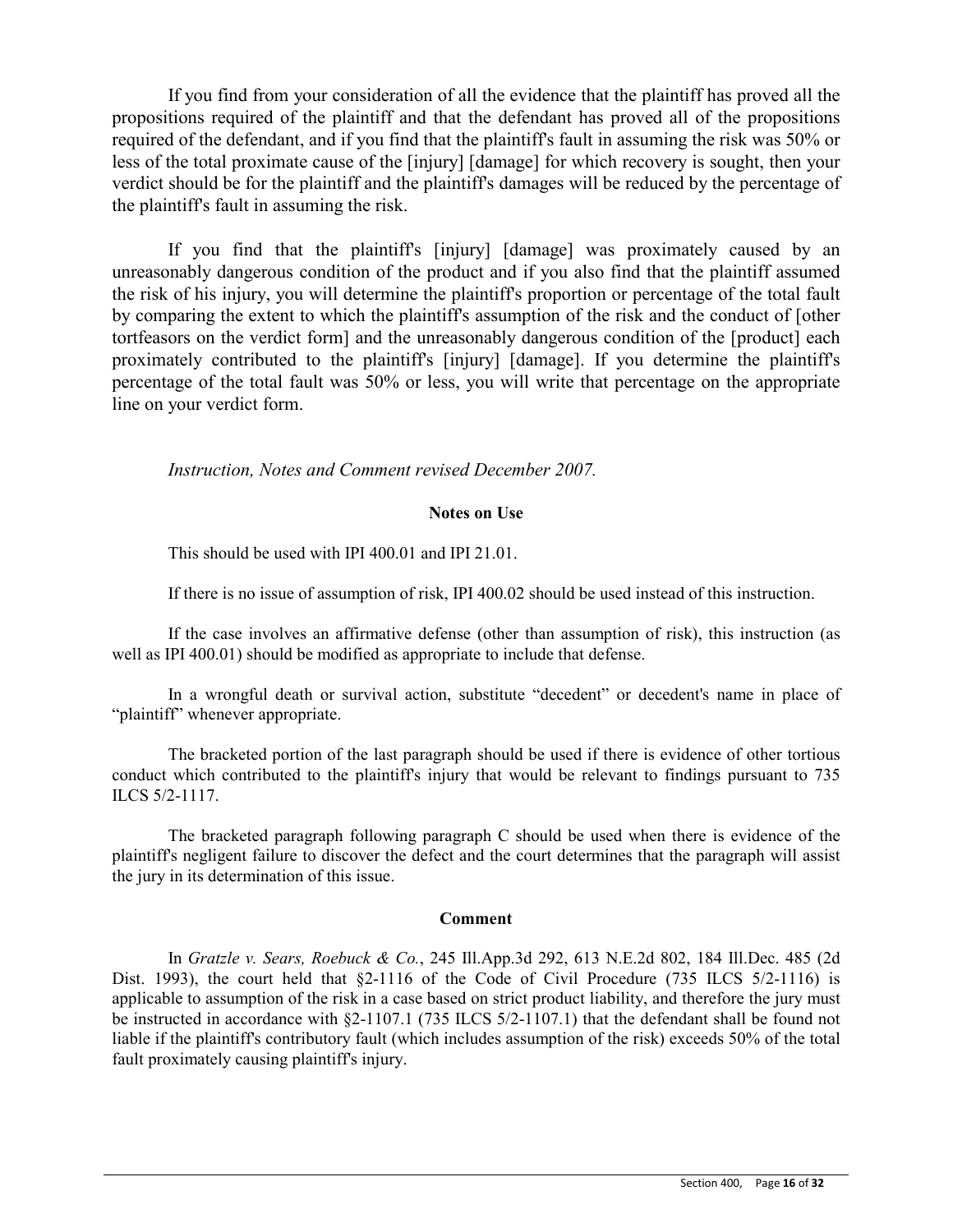If you find from your consideration of all the evidence that the plaintiff has proved all the propositions required of the plaintiff and that the defendant has proved all of the propositions required of the defendant, and if you find that the plaintiff's fault in assuming the risk was 50% or less of the total proximate cause of the [injury] [damage] for which recovery is sought, then your verdict should be for the plaintiff and the plaintiff's damages will be reduced by the percentage of the plaintiff's fault in assuming the risk.

If you find that the plaintiff's [injury] [damage] was proximately caused by an unreasonably dangerous condition of the product and if you also find that the plaintiff assumed the risk of his injury, you will determine the plaintiff's proportion or percentage of the total fault by comparing the extent to which the plaintiff's assumption of the risk and the conduct of [other tortfeasors on the verdict form] and the unreasonably dangerous condition of the [product] each proximately contributed to the plaintiff's [injury] [damage]. If you determine the plaintiff's percentage of the total fault was 50% or less, you will write that percentage on the appropriate line on your verdict form.

*Instruction, Notes and Comment revised December 2007.*

**Notes on Use**

This should be used with IPI 400.01 and IPI 21.01.

If there is no issue of assumption of risk, IPI 400.02 should be used instead of this instruction.

If the case involves an affirmative defense (other than assumption of risk), this instruction (as well as IPI 400.01) should be modified as appropriate to include that defense.

In a wrongful death or survival action, substitute "decedent" or decedent's name in place of "plaintiff" whenever appropriate.

The bracketed portion of the last paragraph should be used if there is evidence of other tortious conduct which contributed to the plaintiff's injury that would be relevant to findings pursuant to 735 ILCS 5/2-1117.

The bracketed paragraph following paragraph C should be used when there is evidence of the plaintiff's negligent failure to discover the defect and the court determines that the paragraph will assist the jury in its determination of this issue.

**Comment**

In *Gratzle v. Sears, Roebuck & Co.*, 245 Ill.App.3d 292, 613 N.E.2d 802, 184 Ill.Dec. 485 (2d Dist. 1993), the court held that §2-1116 of the Code of Civil Procedure (735 ILCS 5/2-1116) is applicable to assumption of the risk in a case based on strict product liability, and therefore the jury must be instructed in accordance with §2-1107.1 (735 ILCS 5/2-1107.1) that the defendant shall be found not liable if the plaintiff's contributory fault (which includes assumption of the risk) exceeds 50% of the total fault proximately causing plaintiff's injury.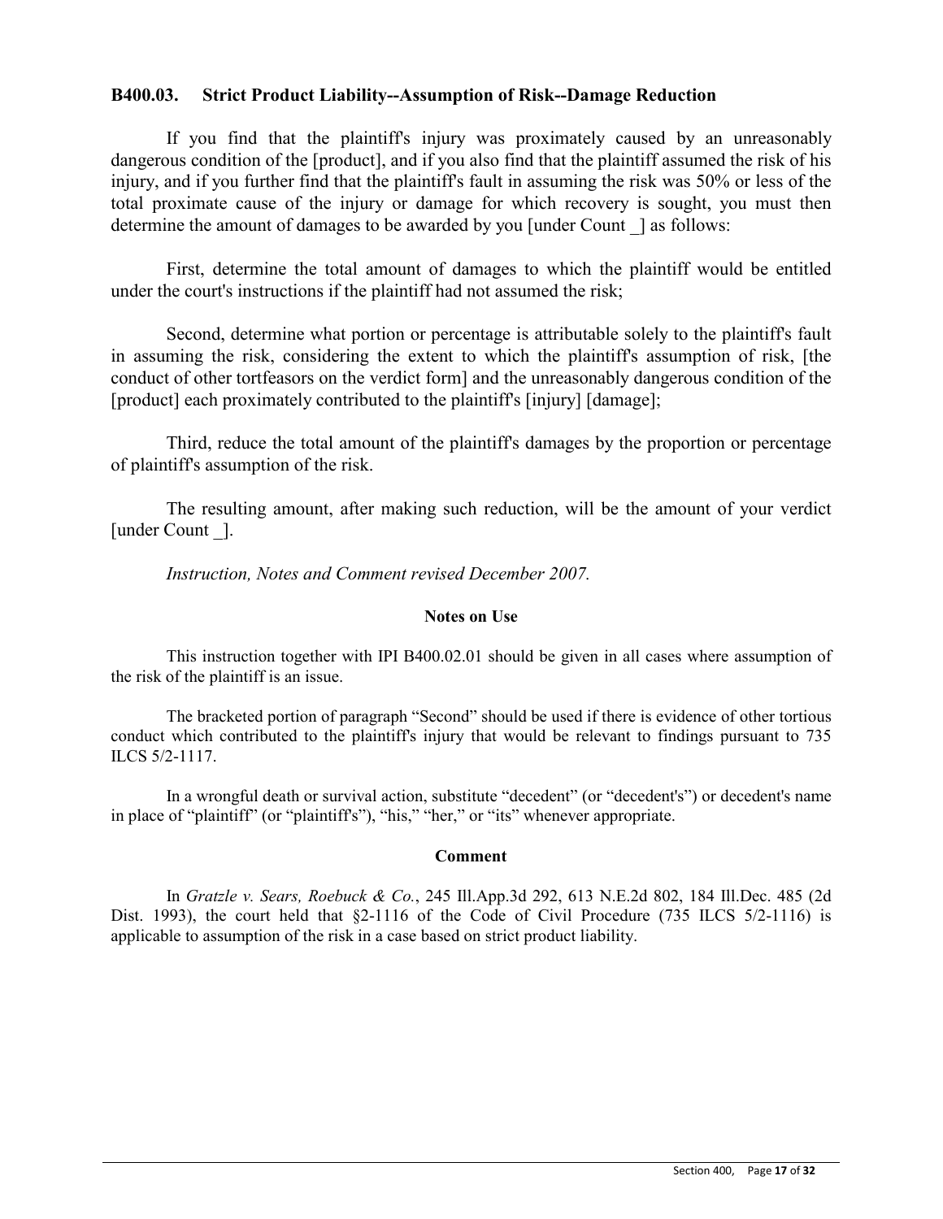### B400.03. Strict Product Liability--Assumption of Risk--Damage Reduction

If you find that the plaintiff's injury was proximately caused by an unreasonably dangerous condition of the [product], and if you also find that the plaintiff assumed the risk of his injury, and if you further find that the plaintiff's fault in assuming the risk was 50% or less of the total proximate cause of the injury or damage for which recovery is sought, you must then determine the amount of damages to be awarded by you [under Count _] as follows:

First, determine the total amount of damages to which the plaintiff would be entitled under the court's instructions if the plaintiff had not assumed the risk;

Second, determine what portion or percentage is attributable solely to the plaintiff's fault in assuming the risk, considering the extent to which the plaintiff's assumption of risk, [the conduct of other tortfeasors on the verdict form] and the unreasonably dangerous condition of the [product] each proximately contributed to the plaintiff's [injury] [damage];

Third, reduce the total amount of the plaintiff's damages by the proportion or percentage of plaintiff's assumption of the risk.

The resulting amount, after making such reduction, will be the amount of your verdict [under Count _].

*Instruction, Notes and Comment revised December 2007.*

#### Notes on Use

This instruction together with IPI B400.02.01 should be given in all cases where assumption of the risk of the plaintiff is an issue.

The bracketed portion of paragraph "Second" should be used if there is evidence of other tortious conduct which contributed to the plaintiff's injury that would be relevant to findings pursuant to 735 ILCS 5/2-1117.

In a wrongful death or survival action, substitute "decedent" (or "decedent's") or decedent's name in place of "plaintiff" (or "plaintiff's"), "his," "her," or "its" whenever appropriate.

#### Comment

In *Gratzle v. Sears, Roebuck & Co.*, 245 Ill.App.3d 292, 613 N.E.2d 802, 184 Ill.Dec. 485 (2d Dist. 1993), the court held that §2-1116 of the Code of Civil Procedure (735 ILCS 5/2-1116) is applicable to assumption of the risk in a case based on strict product liability.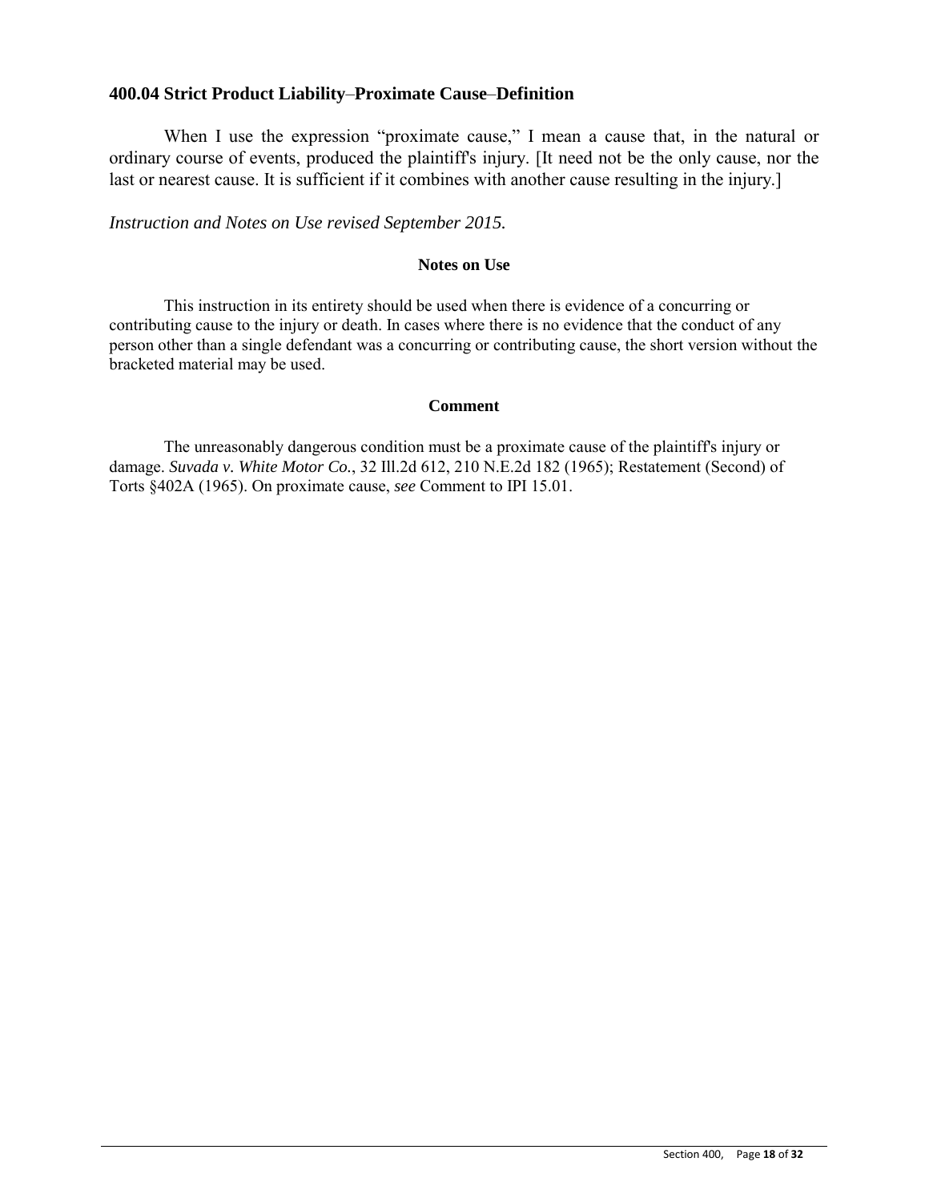### 400.04 Strict Product Liability–Proximate Cause–Definition

When I use the expression "proximate cause," I mean a cause that, in the natural or ordinary course of events, produced the plaintiff's injury. [It need not be the only cause, nor the last or nearest cause. It is sufficient if it combines with another cause resulting in the injury.]

*Instruction and Notes on Use revised September 2015.*

**Notes on Use**

This instruction in its entirety should be used when there is evidence of a concurring or contributing cause to the injury or death. In cases where there is no evidence that the conduct of any person other than a single defendant was a concurring or contributing cause, the short version without the bracketed material may be used.

**Comment**

The unreasonably dangerous condition must be a proximate cause of the plaintiff's injury or damage. *Suvada v. White Motor Co.*, 32 Ill.2d 612, 210 N.E.2d 182 (1965); Restatement (Second) of Torts §402A (1965). On proximate cause, *see* Comment to IPI 15.01.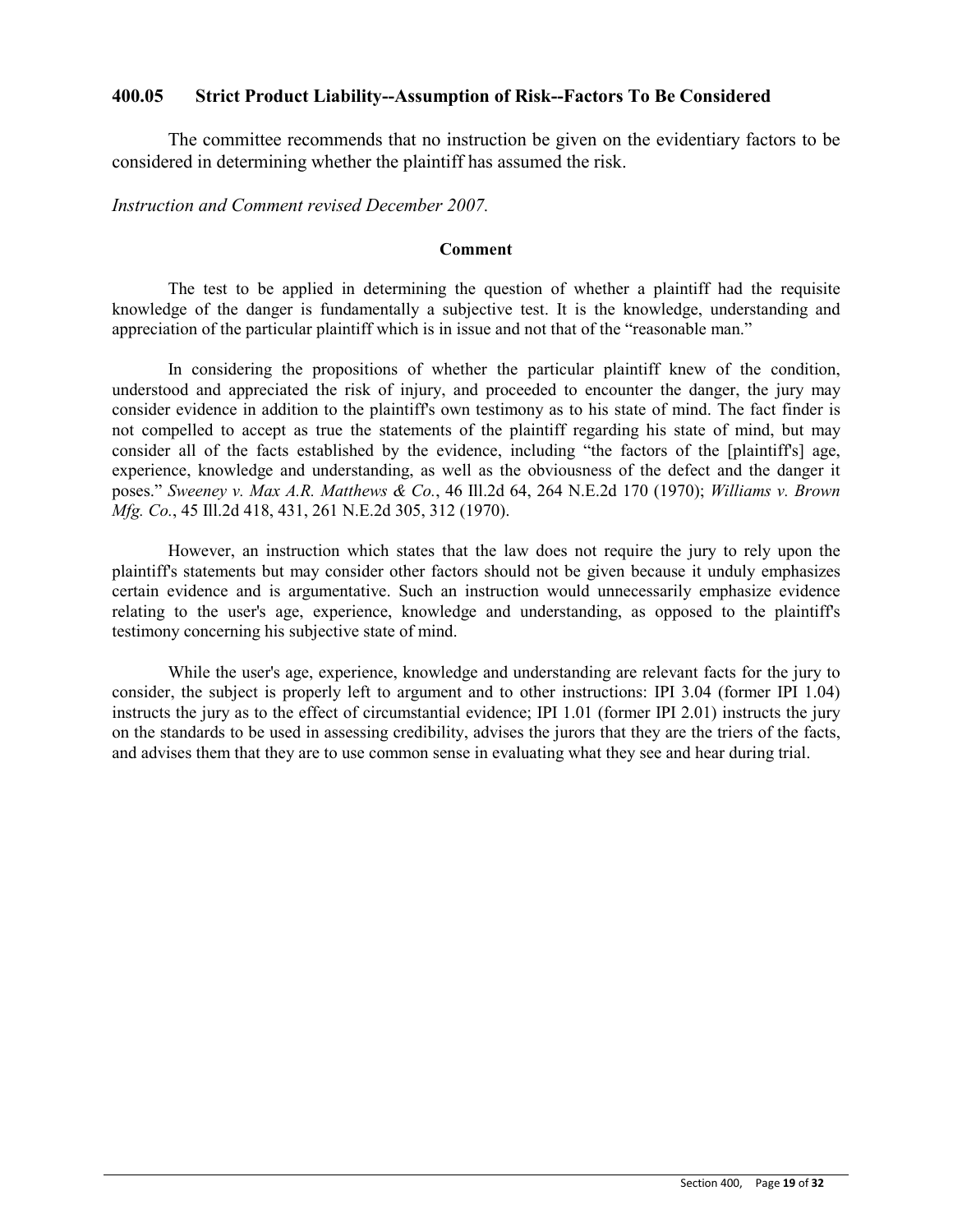## 400.05 Strict Product Liability--Assumption of Risk--Factors To Be Considered

The committee recommends that no instruction be given on the evidentiary factors to be considered in determining whether the plaintiff has assumed the risk.

*Instruction and Comment revised December 2007.*

### Comment

The test to be applied in determining the question of whether a plaintiff had the requisite knowledge of the danger is fundamentally a subjective test. It is the knowledge, understanding and appreciation of the particular plaintiff which is in issue and not that of the "reasonable man."

In considering the propositions of whether the particular plaintiff knew of the condition, understood and appreciated the risk of injury, and proceeded to encounter the danger, the jury may consider evidence in addition to the plaintiff's own testimony as to his state of mind. The fact finder is not compelled to accept as true the statements of the plaintiff regarding his state of mind, but may consider all of the facts established by the evidence, including "the factors of the [plaintiff's] age, experience, knowledge and understanding, as well as the obviousness of the defect and the danger it poses." *Sweeney v. Max A.R. Matthews & Co.*, 46 Ill.2d 64, 264 N.E.2d 170 (1970); *Williams v. Brown Mfg. Co.*, 45 Ill.2d 418, 431, 261 N.E.2d 305, 312 (1970).

However, an instruction which states that the law does not require the jury to rely upon the plaintiff's statements but may consider other factors should not be given because it unduly emphasizes certain evidence and is argumentative. Such an instruction would unnecessarily emphasize evidence relating to the user's age, experience, knowledge and understanding, as opposed to the plaintiff's testimony concerning his subjective state of mind.

While the user's age, experience, knowledge and understanding are relevant facts for the jury to consider, the subject is properly left to argument and to other instructions: IPI 3.04 (former IPI 1.04) instructs the jury as to the effect of circumstantial evidence; IPI 1.01 (former IPI 2.01) instructs the jury on the standards to be used in assessing credibility, advises the jurors that they are the triers of the facts, and advises them that they are to use common sense in evaluating what they see and hear during trial.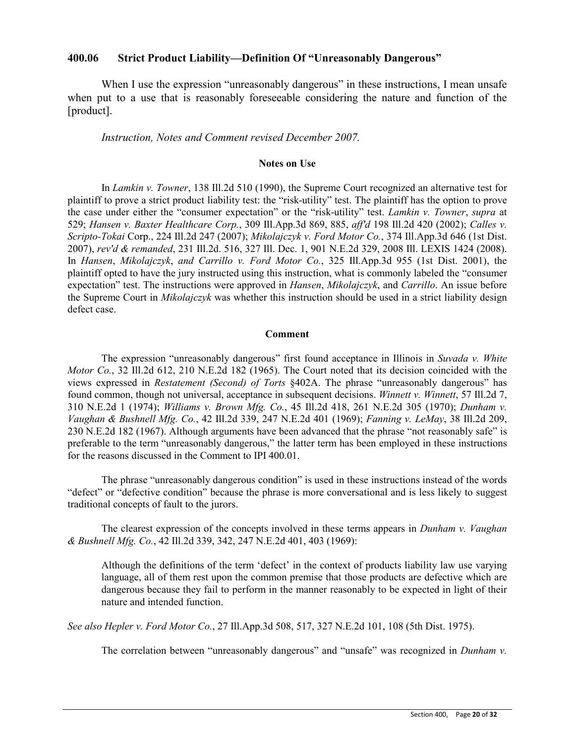### 400.06 Strict Product Liability—Definition Of "Unreasonably Dangerous"

When I use the expression "unreasonably dangerous" in these instructions, I mean unsafe when put to a use that is reasonably foreseeable considering the nature and function of the [product].

*Instruction, Notes and Comment revised December 2007.*

**Notes on Use**

In *Lamkin v. Towner*, 138 Ill.2d 510 (1990), the Supreme Court recognized an alternative test for plaintiff to prove a strict product liability test: the "risk-utility" test. The plaintiff has the option to prove the case under either the "consumer expectation" or the "risk-utility" test. *Lamkin v. Towner*, *supra* at 529; *Hansen v. Baxter Healthcare Corp.*, 309 Ill.App.3d 869, 885, *aff'd* 198 Ill.2d 420 (2002); *Calles v. Scripto-Tokai* Corp., 224 Ill.2d 247 (2007); *Mikolajczyk v. Ford Motor Co.*, 374 Ill.App.3d 646 (1st Dist. 2007), *rev'd & remanded*, 231 Ill.2d. 516, 327 Ill. Dec. 1, 901 N.E.2d 329, 2008 Ill. LEXIS 1424 (2008). In *Hansen*, *Mikolajczyk*, *and Carrillo v. Ford Motor Co.*, 325 Ill.App.3d 955 (1st Dist. 2001), the plaintiff opted to have the jury instructed using this instruction, what is commonly labeled the "consumer expectation" test. The instructions were approved in *Hansen*, *Mikolajczyk*, and *Carrillo*. An issue before the Supreme Court in *Mikolajczyk* was whether this instruction should be used in a strict liability design defect case.

**Comment**

The expression "unreasonably dangerous" first found acceptance in Illinois in *Suvada v. White Motor Co.*, 32 Ill.2d 612, 210 N.E.2d 182 (1965). The Court noted that its decision coincided with the views expressed in *Restatement (Second) of Torts* §402A. The phrase "unreasonably dangerous" has found common, though not universal, acceptance in subsequent decisions. *Winnett v. Winnett*, 57 Ill.2d 7, 310 N.E.2d 1 (1974); *Williams v. Brown Mfg. Co.*, 45 Ill.2d 418, 261 N.E.2d 305 (1970); *Dunham v. Vaughan & Bushnell Mfg. Co.*, 42 Ill.2d 339, 247 N.E.2d 401 (1969); *Fanning v. LeMay*, 38 Ill.2d 209, 230 N.E.2d 182 (1967). Although arguments have been advanced that the phrase "not reasonably safe" is preferable to the term "unreasonably dangerous," the latter term has been employed in these instructions for the reasons discussed in the Comment to IPI 400.01.

The phrase "unreasonably dangerous condition" is used in these instructions instead of the words "defect" or "defective condition" because the phrase is more conversational and is less likely to suggest traditional concepts of fault to the jurors.

The clearest expression of the concepts involved in these terms appears in *Dunham v. Vaughan & Bushnell Mfg. Co.*, 42 Ill.2d 339, 342, 247 N.E.2d 401, 403 (1969):

> Although the definitions of the term 'defect' in the context of products liability law use varying language, all of them rest upon the common premise that those products are defective which are dangerous because they fail to perform in the manner reasonably to be expected in light of their nature and intended function.

*See also Hepler v. Ford Motor Co.*, 27 Ill.App.3d 508, 517, 327 N.E.2d 101, 108 (5th Dist. 1975).

The correlation between "unreasonably dangerous" and "unsafe" was recognized in *Dunham v.*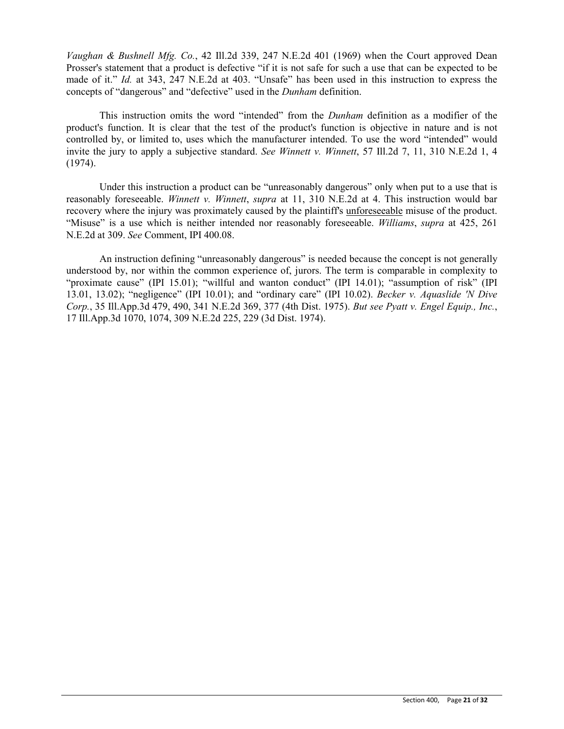*Vaughan & Bushnell Mfg. Co.*, 42 Ill.2d 339, 247 N.E.2d 401 (1969) when the Court approved Dean Prosser's statement that a product is defective "if it is not safe for such a use that can be expected to be made of it." *Id.* at 343, 247 N.E.2d at 403. "Unsafe" has been used in this instruction to express the concepts of "dangerous" and "defective" used in the *Dunham* definition.

This instruction omits the word "intended" from the *Dunham* definition as a modifier of the product's function. It is clear that the test of the product's function is objective in nature and is not controlled by, or limited to, uses which the manufacturer intended. To use the word "intended" would invite the jury to apply a subjective standard. *See Winnett v. Winnett*, 57 Ill.2d 7, 11, 310 N.E.2d 1, 4 (1974).

Under this instruction a product can be "unreasonably dangerous" only when put to a use that is reasonably foreseeable. *Winnett v. Winnett*, *supra* at 11, 310 N.E.2d at 4. This instruction would bar recovery where the injury was proximately caused by the plaintiff's <u>unforeseeable</u> misuse of the product. "Misuse" is a use which is neither intended nor reasonably foreseeable. *Williams*, *supra* at 425, 261 N.E.2d at 309. *See* Comment, IPI 400.08.

An instruction defining "unreasonably dangerous" is needed because the concept is not generally understood by, nor within the common experience of, jurors. The term is comparable in complexity to "proximate cause" (IPI 15.01); "willful and wanton conduct" (IPI 14.01); "assumption of risk" (IPI 13.01, 13.02); "negligence" (IPI 10.01); and "ordinary care" (IPI 10.02). *Becker v. Aquaslide 'N Dive Corp.*, 35 Ill.App.3d 479, 490, 341 N.E.2d 369, 377 (4th Dist. 1975). *But see Pyatt v. Engel Equip., Inc.*, 17 Ill.App.3d 1070, 1074, 309 N.E.2d 225, 229 (3d Dist. 1974).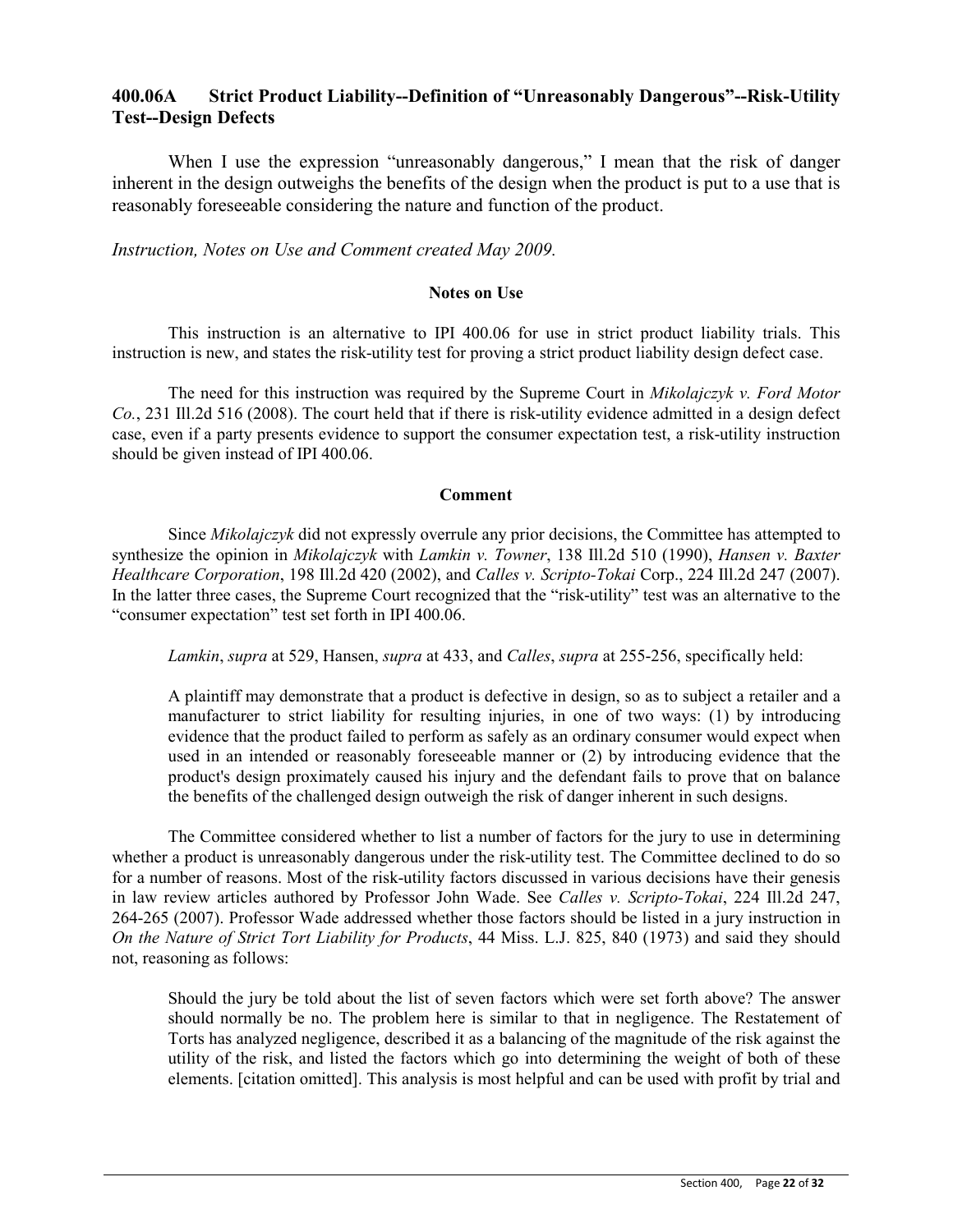## 400.06A Strict Product Liability--Definition of "Unreasonably Dangerous"--Risk-Utility Test--Design Defects

When I use the expression "unreasonably dangerous," I mean that the risk of danger inherent in the design outweighs the benefits of the design when the product is put to a use that is reasonably foreseeable considering the nature and function of the product.

*Instruction, Notes on Use and Comment created May 2009.*

**Notes on Use**

This instruction is an alternative to IPI 400.06 for use in strict product liability trials. This instruction is new, and states the risk-utility test for proving a strict product liability design defect case.

The need for this instruction was required by the Supreme Court in *Mikolajczyk v. Ford Motor Co.*, 231 Ill.2d 516 (2008). The court held that if there is risk-utility evidence admitted in a design defect case, even if a party presents evidence to support the consumer expectation test, a risk-utility instruction should be given instead of IPI 400.06.

**Comment**

Since *Mikolajczyk* did not expressly overrule any prior decisions, the Committee has attempted to synthesize the opinion in *Mikolajczyk* with *Lamkin v. Towner*, 138 Ill.2d 510 (1990), *Hansen v. Baxter Healthcare Corporation*, 198 Ill.2d 420 (2002), and *Calles v. Scripto-Tokai* Corp., 224 Ill.2d 247 (2007). In the latter three cases, the Supreme Court recognized that the "risk-utility" test was an alternative to the "consumer expectation" test set forth in IPI 400.06.

*Lamkin*, *supra* at 529, Hansen, *supra* at 433, and *Calles*, *supra* at 255-256, specifically held:

> A plaintiff may demonstrate that a product is defective in design, so as to subject a retailer and a manufacturer to strict liability for resulting injuries, in one of two ways: (1) by introducing evidence that the product failed to perform as safely as an ordinary consumer would expect when used in an intended or reasonably foreseeable manner or (2) by introducing evidence that the product's design proximately caused his injury and the defendant fails to prove that on balance the benefits of the challenged design outweigh the risk of danger inherent in such designs.

The Committee considered whether to list a number of factors for the jury to use in determining whether a product is unreasonably dangerous under the risk-utility test. The Committee declined to do so for a number of reasons. Most of the risk-utility factors discussed in various decisions have their genesis in law review articles authored by Professor John Wade. See *Calles v. Scripto-Tokai*, 224 Ill.2d 247, 264-265 (2007). Professor Wade addressed whether those factors should be listed in a jury instruction in *On the Nature of Strict Tort Liability for Products*, 44 Miss. L.J. 825, 840 (1973) and said they should not, reasoning as follows:

> Should the jury be told about the list of seven factors which were set forth above? The answer should normally be no. The problem here is similar to that in negligence. The Restatement of Torts has analyzed negligence, described it as a balancing of the magnitude of the risk against the utility of the risk, and listed the factors which go into determining the weight of both of these elements. [citation omitted]. This analysis is most helpful and can be used with profit by trial and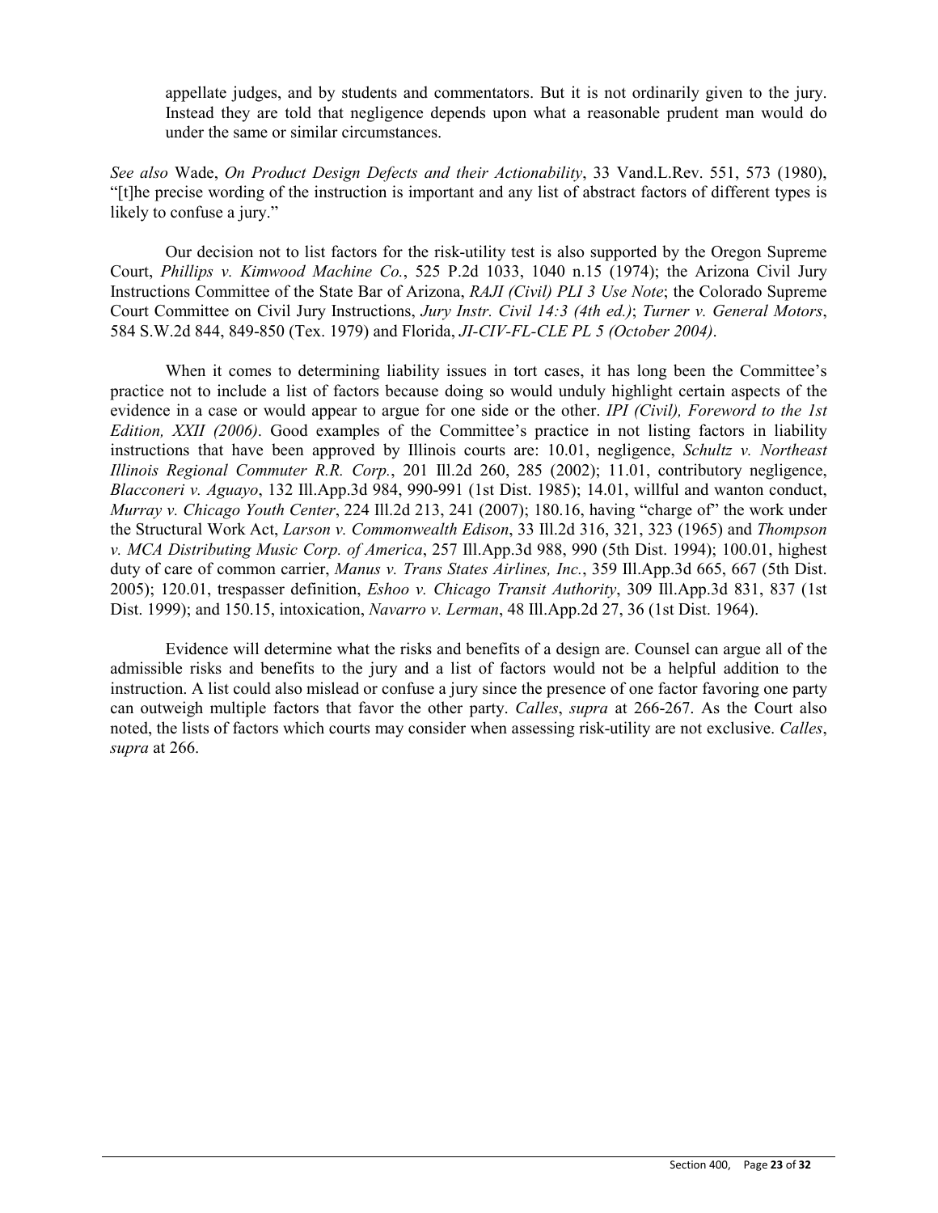> appellate judges, and by students and commentators. But it is not ordinarily given to the jury. Instead they are told that negligence depends upon what a reasonable prudent man would do under the same or similar circumstances.

*See also* Wade, *On Product Design Defects and their Actionability*, 33 Vand.L.Rev. 551, 573 (1980), "[t]he precise wording of the instruction is important and any list of abstract factors of different types is likely to confuse a jury."

Our decision not to list factors for the risk-utility test is also supported by the Oregon Supreme Court, *Phillips v. Kimwood Machine Co.*, 525 P.2d 1033, 1040 n.15 (1974); the Arizona Civil Jury Instructions Committee of the State Bar of Arizona, *RAJI (Civil) PLI 3 Use Note*; the Colorado Supreme Court Committee on Civil Jury Instructions, *Jury Instr. Civil 14:3 (4th ed.)*; *Turner v. General Motors*, 584 S.W.2d 844, 849-850 (Tex. 1979) and Florida, *JI-CIV-FL-CLE PL 5 (October 2004)*.

When it comes to determining liability issues in tort cases, it has long been the Committee's practice not to include a list of factors because doing so would unduly highlight certain aspects of the evidence in a case or would appear to argue for one side or the other. *IPI (Civil), Foreword to the 1st Edition, XXII (2006)*. Good examples of the Committee's practice in not listing factors in liability instructions that have been approved by Illinois courts are: 10.01, negligence, *Schultz v. Northeast Illinois Regional Commuter R.R. Corp.*, 201 Ill.2d 260, 285 (2002); 11.01, contributory negligence, *Blacconeri v. Aguayo*, 132 Ill.App.3d 984, 990-991 (1st Dist. 1985); 14.01, willful and wanton conduct, *Murray v. Chicago Youth Center*, 224 Ill.2d 213, 241 (2007); 180.16, having "charge of" the work under the Structural Work Act, *Larson v. Commonwealth Edison*, 33 Ill.2d 316, 321, 323 (1965) and *Thompson v. MCA Distributing Music Corp. of America*, 257 Ill.App.3d 988, 990 (5th Dist. 1994); 100.01, highest duty of care of common carrier, *Manus v. Trans States Airlines, Inc.*, 359 Ill.App.3d 665, 667 (5th Dist. 2005); 120.01, trespasser definition, *Eshoo v. Chicago Transit Authority*, 309 Ill.App.3d 831, 837 (1st Dist. 1999); and 150.15, intoxication, *Navarro v. Lerman*, 48 Ill.App.2d 27, 36 (1st Dist. 1964).

Evidence will determine what the risks and benefits of a design are. Counsel can argue all of the admissible risks and benefits to the jury and a list of factors would not be a helpful addition to the instruction. A list could also mislead or confuse a jury since the presence of one factor favoring one party can outweigh multiple factors that favor the other party. *Calles*, *supra* at 266-267. As the Court also noted, the lists of factors which courts may consider when assessing risk-utility are not exclusive. *Calles*, *supra* at 266.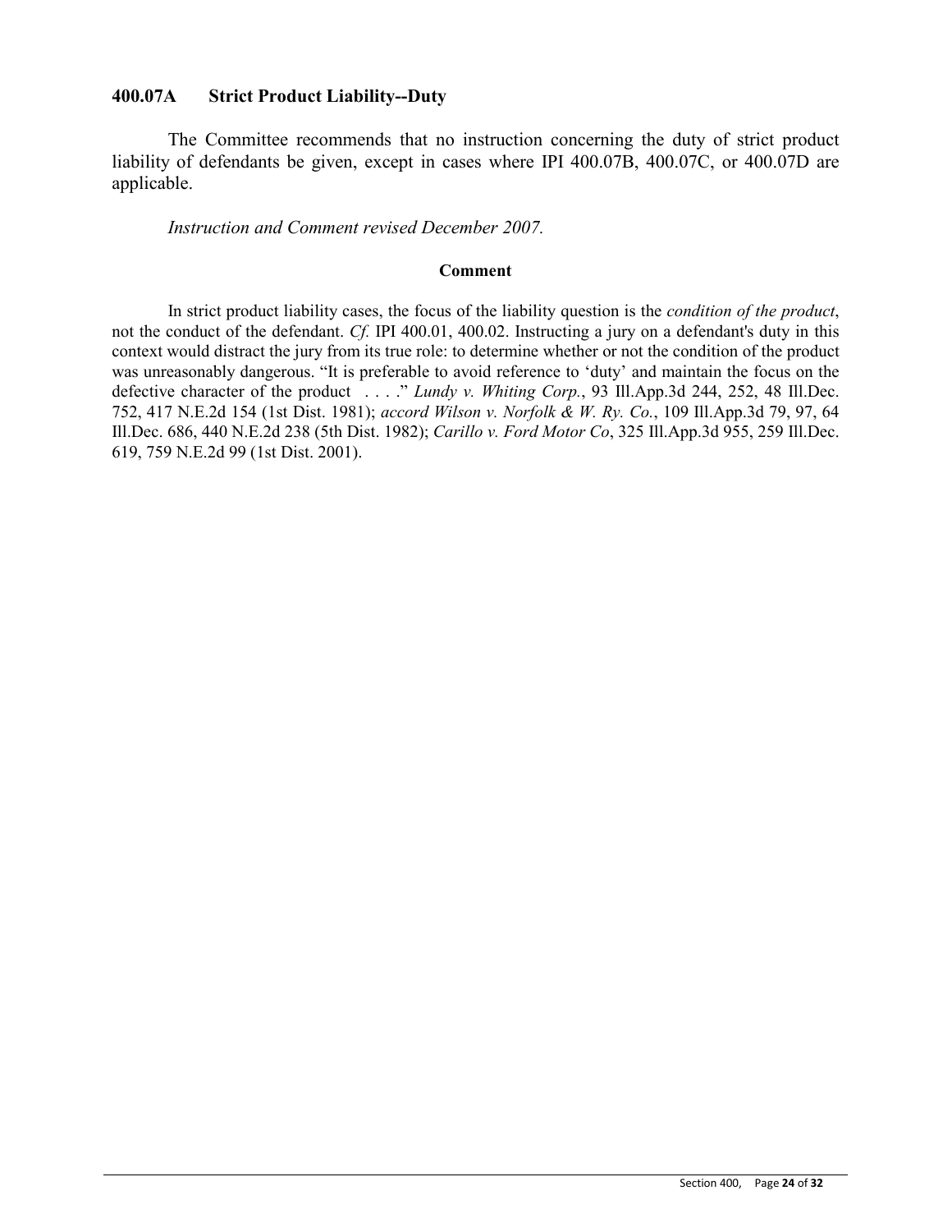### 400.07A Strict Product Liability--Duty

The Committee recommends that no instruction concerning the duty of strict product liability of defendants be given, except in cases where IPI 400.07B, 400.07C, or 400.07D are applicable.

*Instruction and Comment revised December 2007.*

**Comment**

In strict product liability cases, the focus of the liability question is the *condition of the product*, not the conduct of the defendant. *Cf.* IPI 400.01, 400.02. Instructing a jury on a defendant's duty in this context would distract the jury from its true role: to determine whether or not the condition of the product was unreasonably dangerous. "It is preferable to avoid reference to 'duty' and maintain the focus on the defective character of the product . . . ." *Lundy v. Whiting Corp.*, 93 Ill.App.3d 244, 252, 48 Ill.Dec. 752, 417 N.E.2d 154 (1st Dist. 1981); *accord Wilson v. Norfolk & W. Ry. Co.*, 109 Ill.App.3d 79, 97, 64 Ill.Dec. 686, 440 N.E.2d 238 (5th Dist. 1982); *Carillo v. Ford Motor Co*, 325 Ill.App.3d 955, 259 Ill.Dec. 619, 759 N.E.2d 99 (1st Dist. 2001).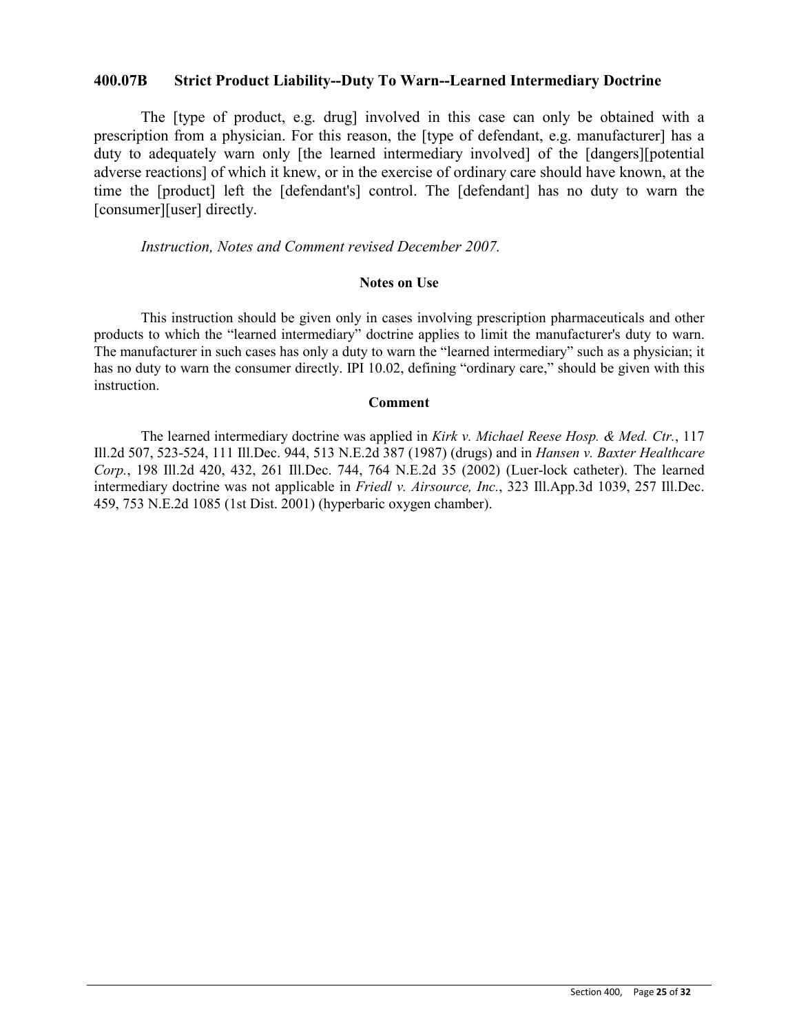## 400.07B Strict Product Liability--Duty To Warn--Learned Intermediary Doctrine

The [type of product, e.g. drug] involved in this case can only be obtained with a prescription from a physician. For this reason, the [type of defendant, e.g. manufacturer] has a duty to adequately warn only [the learned intermediary involved] of the [dangers][potential adverse reactions] of which it knew, or in the exercise of ordinary care should have known, at the time the [product] left the [defendant's] control. The [defendant] has no duty to warn the [consumer][user] directly.

*Instruction, Notes and Comment revised December 2007.*

**Notes on Use**

This instruction should be given only in cases involving prescription pharmaceuticals and other products to which the "learned intermediary" doctrine applies to limit the manufacturer's duty to warn. The manufacturer in such cases has only a duty to warn the "learned intermediary" such as a physician; it has no duty to warn the consumer directly. IPI 10.02, defining "ordinary care," should be given with this instruction.

**Comment**

The learned intermediary doctrine was applied in *Kirk v. Michael Reese Hosp. & Med. Ctr.*, 117 Ill.2d 507, 523-524, 111 Ill.Dec. 944, 513 N.E.2d 387 (1987) (drugs) and in *Hansen v. Baxter Healthcare Corp.*, 198 Ill.2d 420, 432, 261 Ill.Dec. 744, 764 N.E.2d 35 (2002) (Luer-lock catheter). The learned intermediary doctrine was not applicable in *Friedl v. Airsource, Inc.*, 323 Ill.App.3d 1039, 257 Ill.Dec. 459, 753 N.E.2d 1085 (1st Dist. 2001) (hyperbaric oxygen chamber).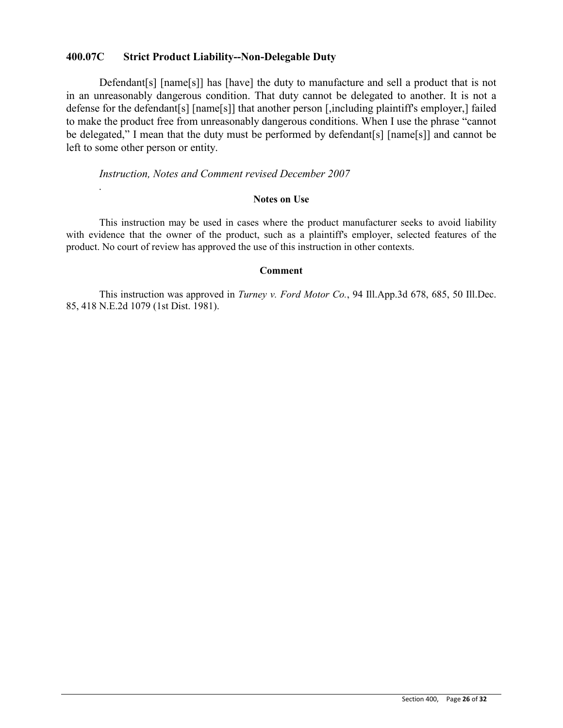### 400.07C Strict Product Liability--Non-Delegable Duty

Defendant[s] [name[s]] has [have] the duty to manufacture and sell a product that is not in an unreasonably dangerous condition. That duty cannot be delegated to another. It is not a defense for the defendant[s] [name[s]] that another person [,including plaintiff's employer,] failed to make the product free from unreasonably dangerous conditions. When I use the phrase "cannot be delegated," I mean that the duty must be performed by defendant[s] [name[s]] and cannot be left to some other person or entity.

*Instruction, Notes and Comment revised December 2007*

.

**Notes on Use**

This instruction may be used in cases where the product manufacturer seeks to avoid liability with evidence that the owner of the product, such as a plaintiff's employer, selected features of the product. No court of review has approved the use of this instruction in other contexts.

**Comment**

This instruction was approved in *Turney v. Ford Motor Co.*, 94 Ill.App.3d 678, 685, 50 Ill.Dec. 85, 418 N.E.2d 1079 (1st Dist. 1981).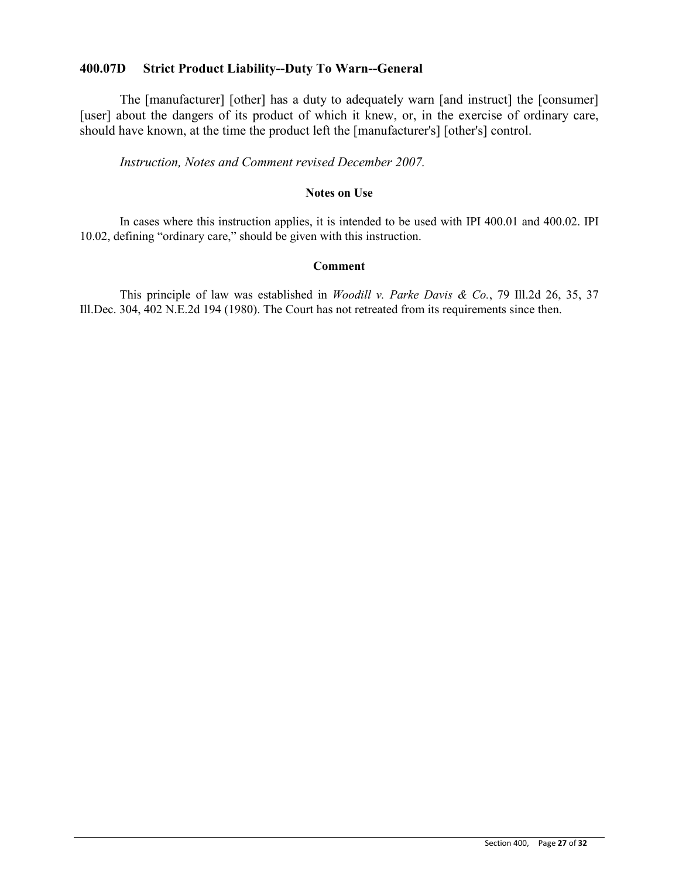## 400.07D Strict Product Liability--Duty To Warn--General

The [manufacturer] [other] has a duty to adequately warn [and instruct] the [consumer] [user] about the dangers of its product of which it knew, or, in the exercise of ordinary care, should have known, at the time the product left the [manufacturer's] [other's] control.

*Instruction, Notes and Comment revised December 2007.*

### Notes on Use

In cases where this instruction applies, it is intended to be used with IPI 400.01 and 400.02. IPI 10.02, defining "ordinary care," should be given with this instruction.

### Comment

This principle of law was established in *Woodill v. Parke Davis & Co.*, 79 Ill.2d 26, 35, 37 Ill.Dec. 304, 402 N.E.2d 194 (1980). The Court has not retreated from its requirements since then.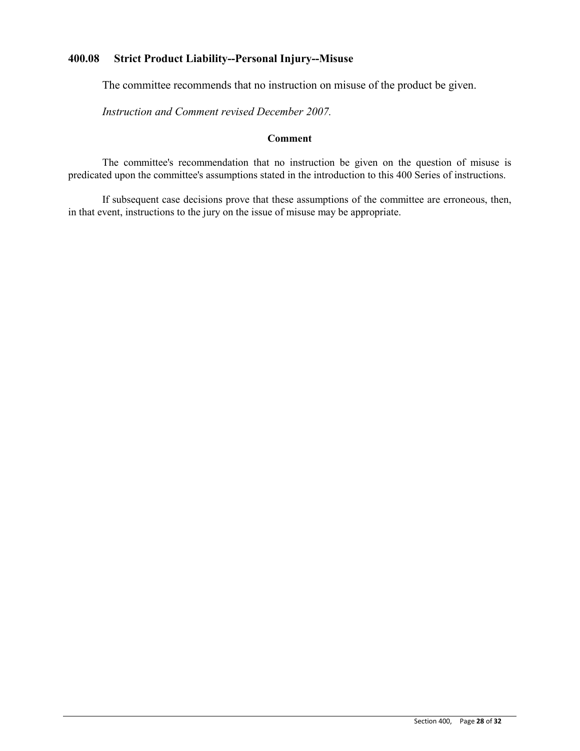## 400.08 Strict Product Liability--Personal Injury--Misuse

The committee recommends that no instruction on misuse of the product be given.

*Instruction and Comment revised December 2007.*

**Comment**

The committee's recommendation that no instruction be given on the question of misuse is predicated upon the committee's assumptions stated in the introduction to this 400 Series of instructions.

If subsequent case decisions prove that these assumptions of the committee are erroneous, then, in that event, instructions to the jury on the issue of misuse may be appropriate.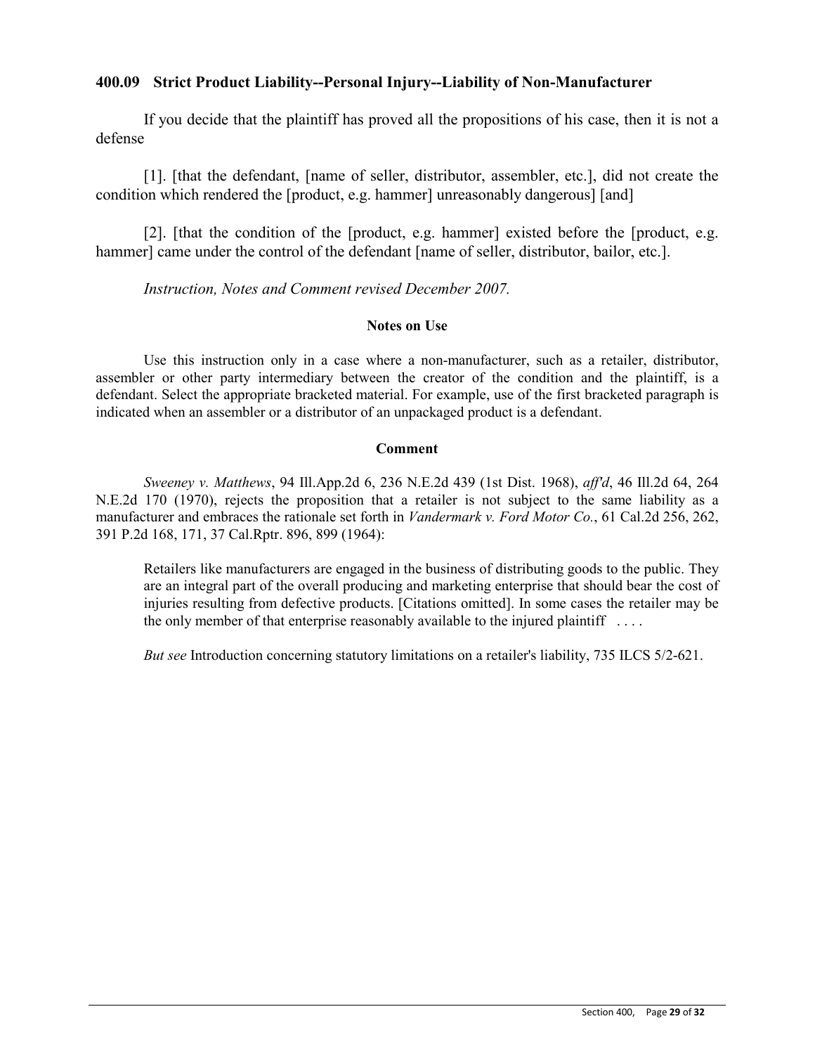### 400.09 Strict Product Liability--Personal Injury--Liability of Non-Manufacturer

If you decide that the plaintiff has proved all the propositions of his case, then it is not a defense

[1]. [that the defendant, [name of seller, distributor, assembler, etc.], did not create the condition which rendered the [product, e.g. hammer] unreasonably dangerous] [and]

[2]. [that the condition of the [product, e.g. hammer] existed before the [product, e.g. hammer] came under the control of the defendant [name of seller, distributor, bailor, etc.].

*Instruction, Notes and Comment revised December 2007.*

**Notes on Use**

Use this instruction only in a case where a non-manufacturer, such as a retailer, distributor, assembler or other party intermediary between the creator of the condition and the plaintiff, is a defendant. Select the appropriate bracketed material. For example, use of the first bracketed paragraph is indicated when an assembler or a distributor of an unpackaged product is a defendant.

**Comment**

*Sweeney v. Matthews*, 94 Ill.App.2d 6, 236 N.E.2d 439 (1st Dist. 1968), *aff'd*, 46 Ill.2d 64, 264 N.E.2d 170 (1970), rejects the proposition that a retailer is not subject to the same liability as a manufacturer and embraces the rationale set forth in *Vandermark v. Ford Motor Co.*, 61 Cal.2d 256, 262, 391 P.2d 168, 171, 37 Cal.Rptr. 896, 899 (1964):

> Retailers like manufacturers are engaged in the business of distributing goods to the public. They are an integral part of the overall producing and marketing enterprise that should bear the cost of injuries resulting from defective products. [Citations omitted]. In some cases the retailer may be the only member of that enterprise reasonably available to the injured plaintiff . . . .

*But see* Introduction concerning statutory limitations on a retailer's liability, 735 ILCS 5/2-621.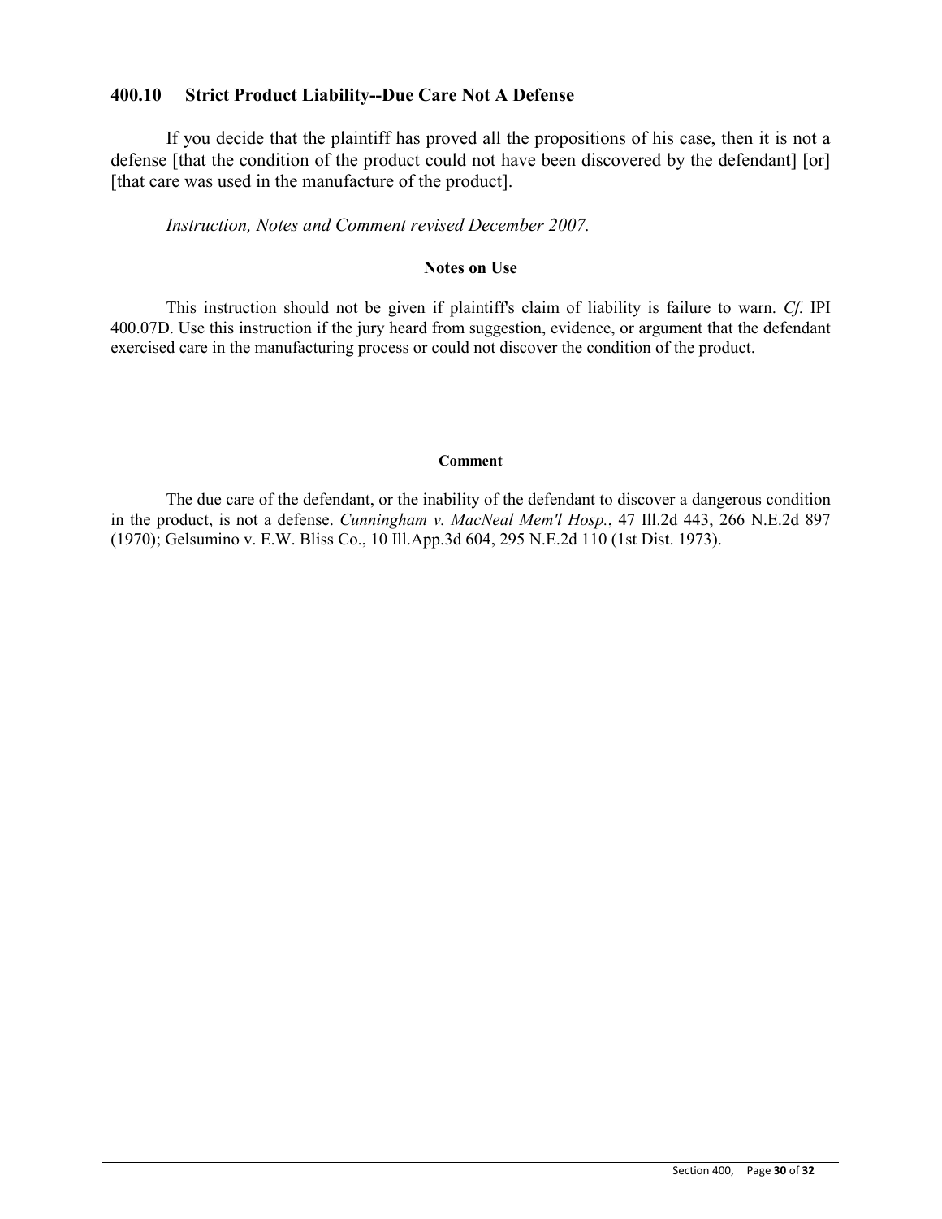## 400.10 Strict Product Liability--Due Care Not A Defense

If you decide that the plaintiff has proved all the propositions of his case, then it is not a defense [that the condition of the product could not have been discovered by the defendant] [or] [that care was used in the manufacture of the product].

*Instruction, Notes and Comment revised December 2007.*

### Notes on Use

This instruction should not be given if plaintiff's claim of liability is failure to warn. *Cf.* IPI 400.07D. Use this instruction if the jury heard from suggestion, evidence, or argument that the defendant exercised care in the manufacturing process or could not discover the condition of the product.

### Comment

The due care of the defendant, or the inability of the defendant to discover a dangerous condition in the product, is not a defense. *Cunningham v. MacNeal Mem'l Hosp.*, 47 Ill.2d 443, 266 N.E.2d 897 (1970); Gelsumino v. E.W. Bliss Co., 10 Ill.App.3d 604, 295 N.E.2d 110 (1st Dist. 1973).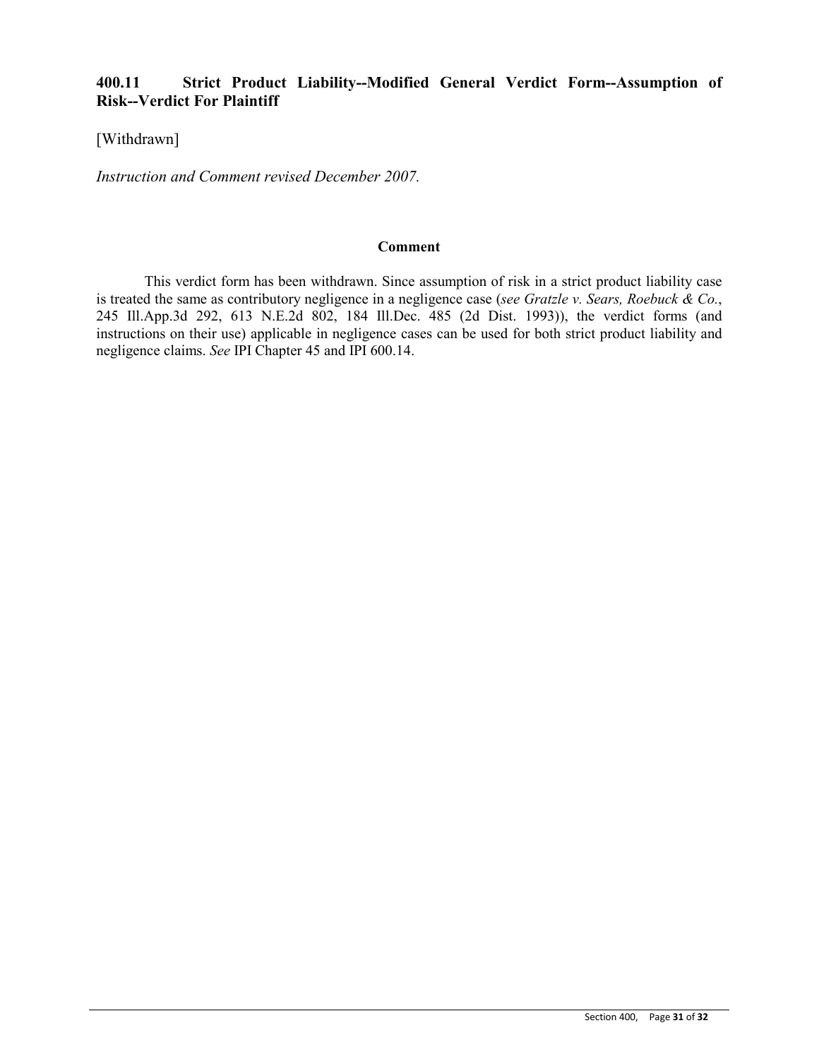## 400.11 Strict Product Liability--Modified General Verdict Form--Assumption of Risk--Verdict For Plaintiff

[Withdrawn]

*Instruction and Comment revised December 2007.*

**Comment**

This verdict form has been withdrawn. Since assumption of risk in a strict product liability case is treated the same as contributory negligence in a negligence case (*see Gratzle v. Sears, Roebuck & Co.*, 245 Ill.App.3d 292, 613 N.E.2d 802, 184 Ill.Dec. 485 (2d Dist. 1993)), the verdict forms (and instructions on their use) applicable in negligence cases can be used for both strict product liability and negligence claims. *See* IPI Chapter 45 and IPI 600.14.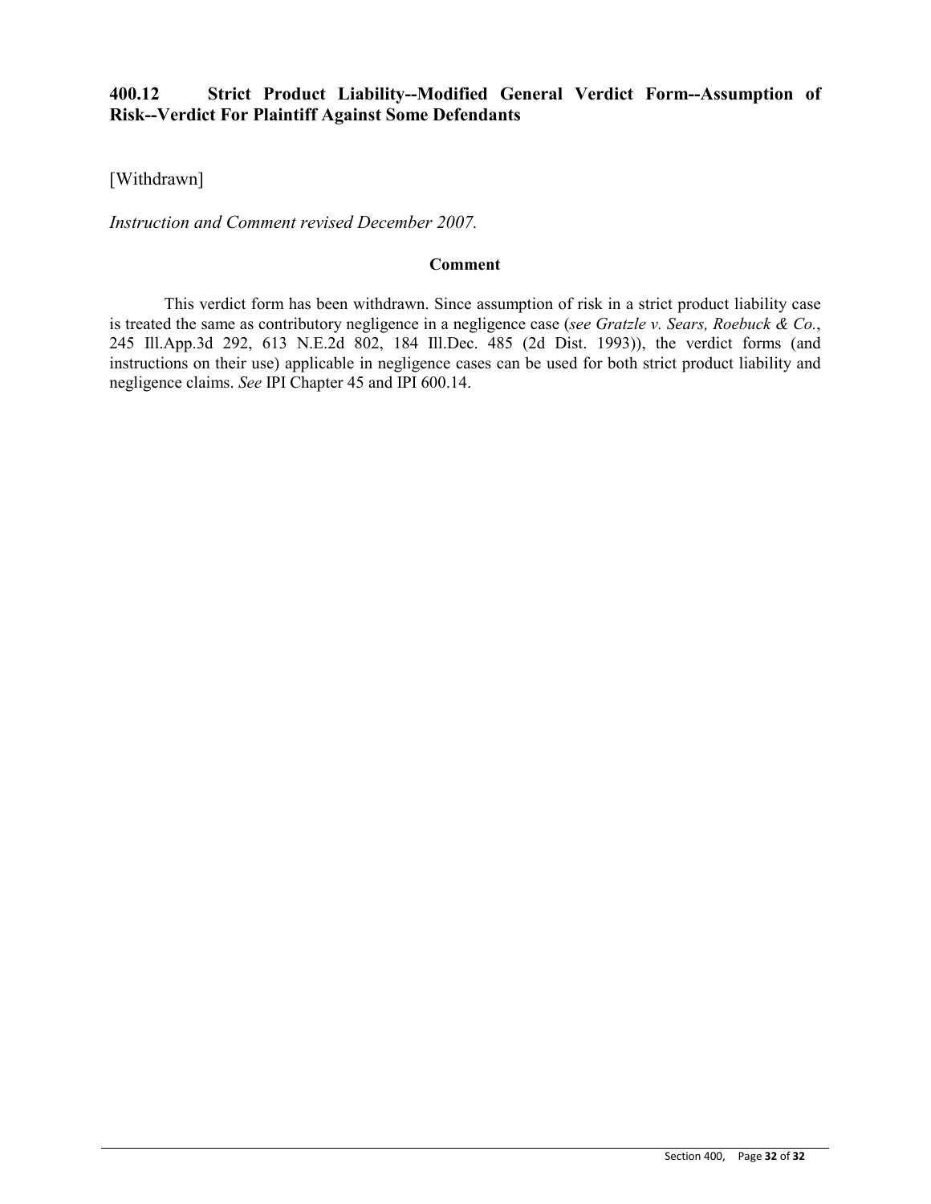## 400.12 Strict Product Liability--Modified General Verdict Form--Assumption of Risk--Verdict For Plaintiff Against Some Defendants

[Withdrawn]

*Instruction and Comment revised December 2007.*

**Comment**

This verdict form has been withdrawn. Since assumption of risk in a strict product liability case is treated the same as contributory negligence in a negligence case (*see Gratzle v. Sears, Roebuck & Co.*, 245 Ill.App.3d 292, 613 N.E.2d 802, 184 Ill.Dec. 485 (2d Dist. 1993)), the verdict forms (and instructions on their use) applicable in negligence cases can be used for both strict product liability and negligence claims. *See* IPI Chapter 45 and IPI 600.14.